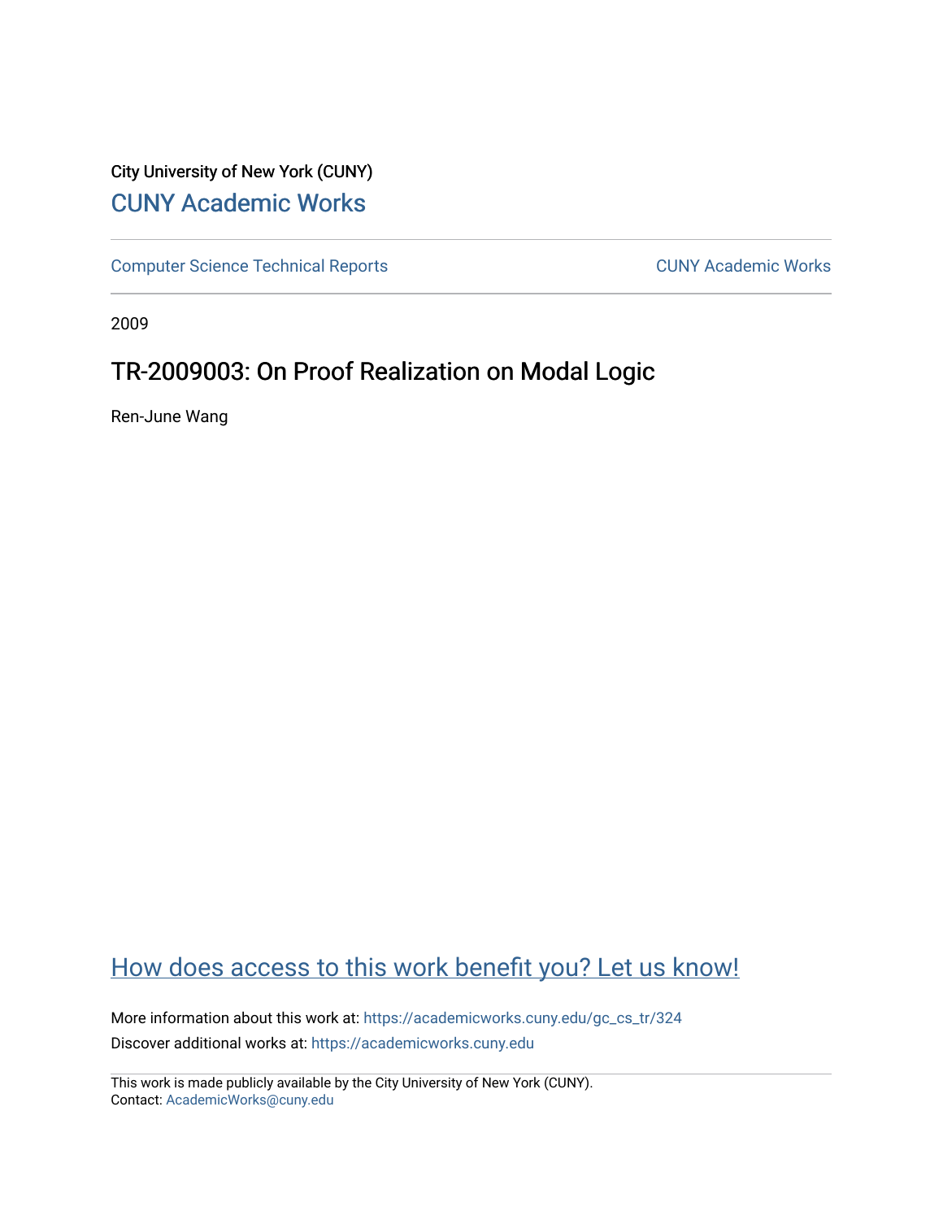City University of New York (CUNY)

# CUNY Academic Works

Computer Science Technical Reports

CUNY Academic Works

2009

## TR-2009003: On Proof Realization on Modal Logic

Ren-June Wang

How does access to this work benefit you? Let us know!

More information about this work at: https://academicworks.cuny.edu/gc_cs_tr/324

Discover additional works at: https://academicworks.cuny.edu

This work is made publicly available by the City University of New York (CUNY).
Contact: AcademicWorks@cuny.edu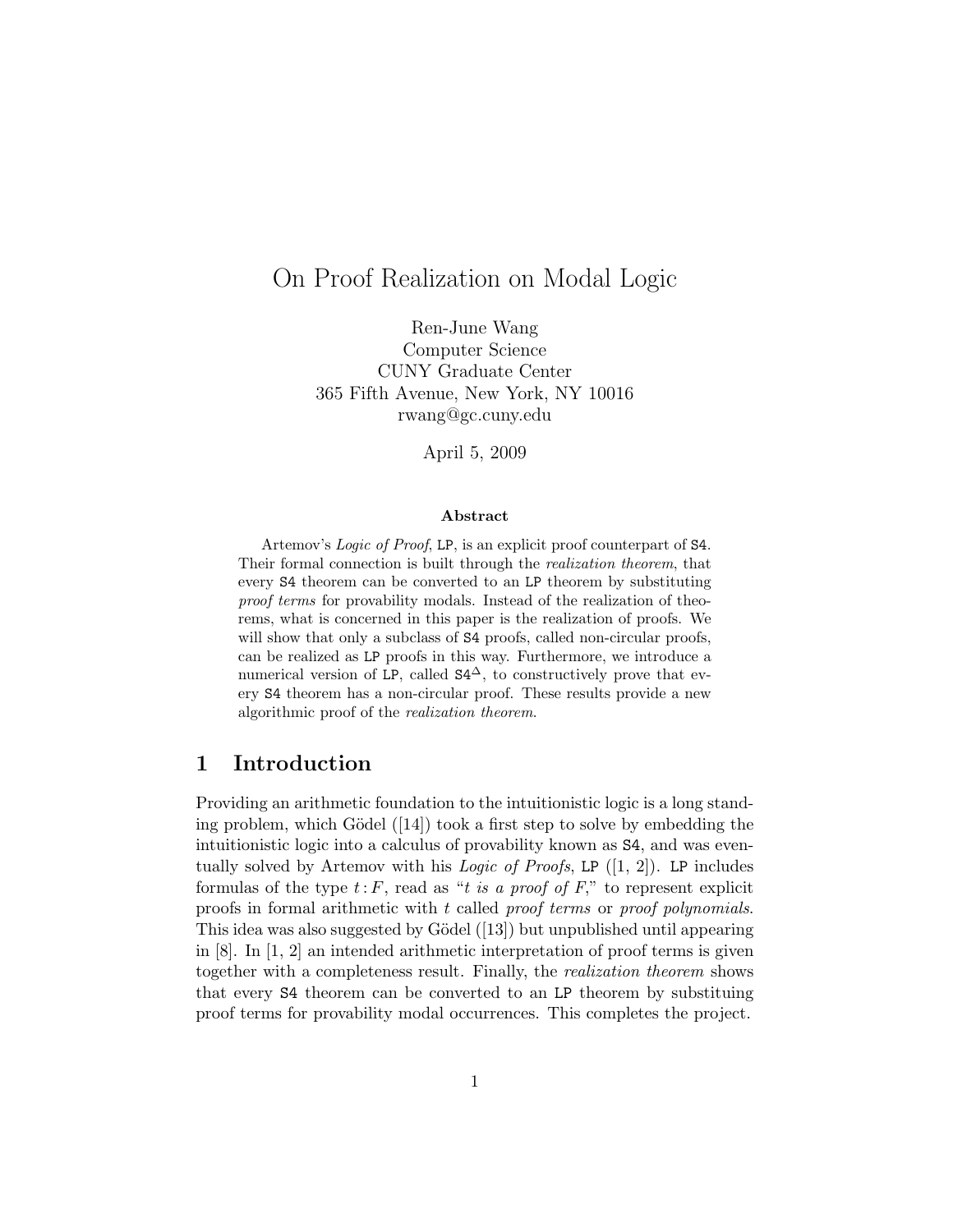# On Proof Realization on Modal Logic

Ren-June Wang
Computer Science
CUNY Graduate Center
365 Fifth Avenue, New York, NY 10016
rwang@gc.cuny.edu

April 5, 2009

**Abstract**

Artemov's *Logic of Proof*, LP, is an explicit proof counterpart of S4. Their formal connection is built through the *realization theorem*, that every S4 theorem can be converted to an LP theorem by substituting *proof terms* for provability modals. Instead of the realization of theorems, what is concerned in this paper is the realization of proofs. We will show that only a subclass of S4 proofs, called non-circular proofs, can be realized as LP proofs in this way. Furthermore, we introduce a numerical version of LP, called $S4^{\Delta}$, to constructively prove that every S4 theorem has a non-circular proof. These results provide a new algorithmic proof of the *realization theorem*.

## 1 Introduction

Providing an arithmetic foundation to the intuitionistic logic is a long standing problem, which Gödel ([14]) took a first step to solve by embedding the intuitionistic logic into a calculus of provability known as S4, and was eventually solved by Artemov with his *Logic of Proofs*, LP ([1, 2]). LP includes formulas of the type $t\!:\!F$, read as "*t is a proof of F*," to represent explicit proofs in formal arithmetic with $t$ called *proof terms* or *proof polynomials*. This idea was also suggested by Gödel ([13]) but unpublished until appearing in [8]. In [1, 2] an intended arithmetic interpretation of proof terms is given together with a completeness result. Finally, the *realization theorem* shows that every S4 theorem can be converted to an LP theorem by substituing proof terms for provability modal occurrences. This completes the project.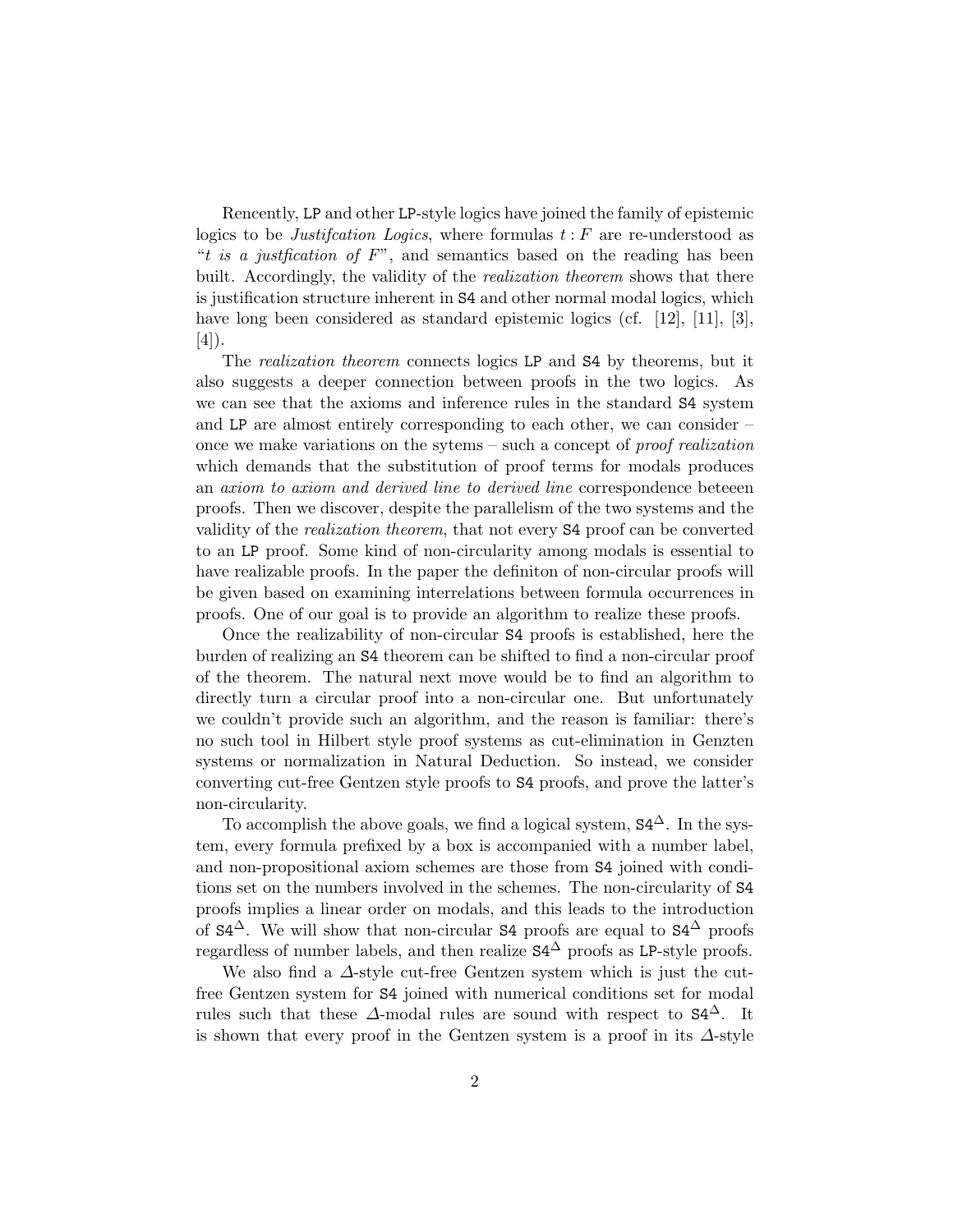Rencently, LP and other LP-style logics have joined the family of epistemic logics to be *Justifcation Logics*, where formulas $t : F$ are re-understood as "*t is a justfication of F*", and semantics based on the reading has been built. Accordingly, the validity of the *realization theorem* shows that there is justification structure inherent in S4 and other normal modal logics, which have long been considered as standard epistemic logics (cf. [12], [11], [3], [4]).

The *realization theorem* connects logics LP and S4 by theorems, but it also suggests a deeper connection between proofs in the two logics. As we can see that the axioms and inference rules in the standard S4 system and LP are almost entirely corresponding to each other, we can consider – once we make variations on the sytems – such a concept of *proof realization* which demands that the substitution of proof terms for modals produces an *axiom to axiom and derived line to derived line* correspondence beteeen proofs. Then we discover, despite the parallelism of the two systems and the validity of the *realization theorem*, that not every S4 proof can be converted to an LP proof. Some kind of non-circularity among modals is essential to have realizable proofs. In the paper the definiton of non-circular proofs will be given based on examining interrelations between formula occurrences in proofs. One of our goal is to provide an algorithm to realize these proofs.

Once the realizability of non-circular S4 proofs is established, here the burden of realizing an S4 theorem can be shifted to find a non-circular proof of the theorem. The natural next move would be to find an algorithm to directly turn a circular proof into a non-circular one. But unfortunately we couldn't provide such an algorithm, and the reason is familiar: there's no such tool in Hilbert style proof systems as cut-elimination in Genzten systems or normalization in Natural Deduction. So instead, we consider converting cut-free Gentzen style proofs to S4 proofs, and prove the latter's non-circularity.

To accomplish the above goals, we find a logical system, $\mathtt{S4}^{\Delta}$. In the system, every formula prefixed by a box is accompanied with a number label, and non-propositional axiom schemes are those from S4 joined with conditions set on the numbers involved in the schemes. The non-circularity of S4 proofs implies a linear order on modals, and this leads to the introduction of $\mathtt{S4}^{\Delta}$. We will show that non-circular S4 proofs are equal to $\mathtt{S4}^{\Delta}$ proofs regardless of number labels, and then realize $\mathtt{S4}^{\Delta}$ proofs as LP-style proofs.

We also find a $\Delta$-style cut-free Gentzen system which is just the cut-free Gentzen system for S4 joined with numerical conditions set for modal rules such that these $\Delta$-modal rules are sound with respect to $\mathtt{S4}^{\Delta}$. It is shown that every proof in the Gentzen system is a proof in its $\Delta$-style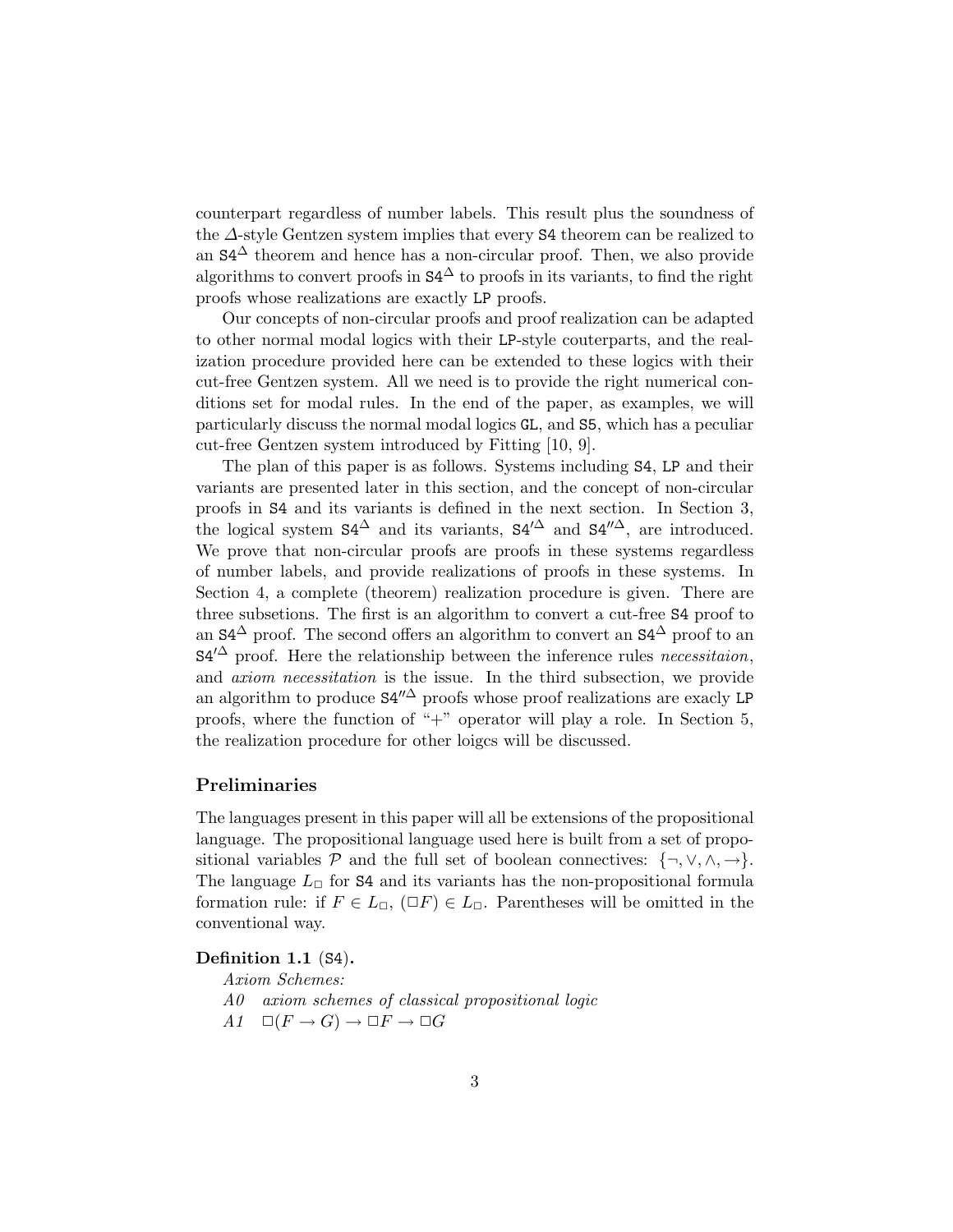counterpart regardless of number labels. This result plus the soundness of the $\Delta$-style Gentzen system implies that every S4 theorem can be realized to an $\mathtt{S4}^{\Delta}$ theorem and hence has a non-circular proof. Then, we also provide algorithms to convert proofs in $\mathtt{S4}^{\Delta}$ to proofs in its variants, to find the right proofs whose realizations are exactly LP proofs.

Our concepts of non-circular proofs and proof realization can be adapted to other normal modal logics with their LP-style couterparts, and the realization procedure provided here can be extended to these logics with their cut-free Gentzen system. All we need is to provide the right numerical conditions set for modal rules. In the end of the paper, as examples, we will particularly discuss the normal modal logics GL, and S5, which has a peculiar cut-free Gentzen system introduced by Fitting [10, 9].

The plan of this paper is as follows. Systems including S4, LP and their variants are presented later in this section, and the concept of non-circular proofs in S4 and its variants is defined in the next section. In Section 3, the logical system $\mathtt{S4}^{\Delta}$ and its variants, $\mathtt{S4}'^{\Delta}$ and $\mathtt{S4}''^{\Delta}$, are introduced. We prove that non-circular proofs are proofs in these systems regardless of number labels, and provide realizations of proofs in these systems. In Section 4, a complete (theorem) realization procedure is given. There are three subsetions. The first is an algorithm to convert a cut-free S4 proof to an $\mathtt{S4}^{\Delta}$ proof. The second offers an algorithm to convert an $\mathtt{S4}^{\Delta}$ proof to an $\mathtt{S4}'^{\Delta}$ proof. Here the relationship between the inference rules *necessitaion*, and *axiom necessitation* is the issue. In the third subsection, we provide an algorithm to produce $\mathtt{S4}''^{\Delta}$ proofs whose proof realizations are exacly LP proofs, where the function of "+" operator will play a role. In Section 5, the realization procedure for other loigcs will be discussed.

## Preliminaries

The languages present in this paper will all be extensions of the propositional language. The propositional language used here is built from a set of propositional variables $\mathcal{P}$ and the full set of boolean connectives: $\{\neg, \vee, \wedge, \rightarrow\}$. The language $L_{\Box}$ for S4 and its variants has the non-propositional formula formation rule: if $F \in L_{\Box}$, $(\Box F) \in L_{\Box}$. Parentheses will be omitted in the conventional way.

**Definition 1.1** (S4)**.**

*Axiom Schemes:*

*A0* *axiom schemes of classical propositional logic*

*A1* $\Box(F \rightarrow G) \rightarrow \Box F \rightarrow \Box G$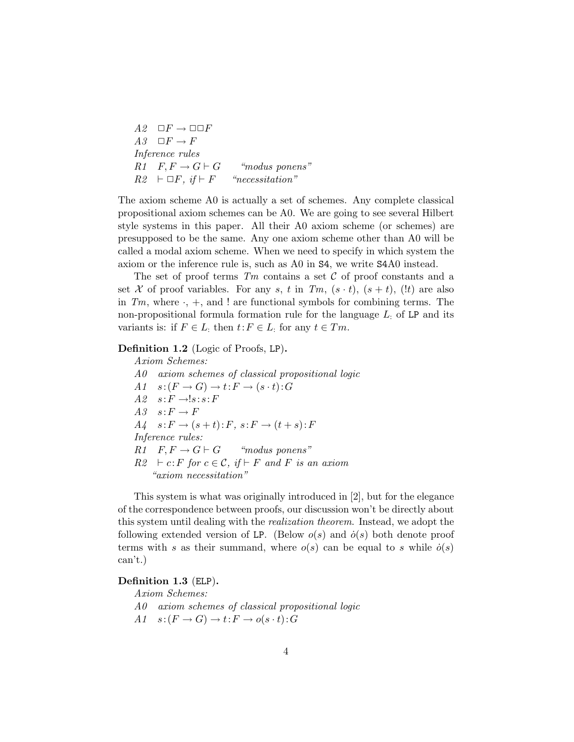*A2* $\Box F \rightarrow \Box\Box F$
*A3* $\Box F \rightarrow F$
*Inference rules*
*R1* $F, F \rightarrow G \vdash G$ *"modus ponens"*
*R2* $\vdash \Box F$, *if* $\vdash F$ *"necessitation"*

The axiom scheme A0 is actually a set of schemes. Any complete classical propositional axiom schemes can be A0. We are going to see several Hilbert style systems in this paper. All their A0 axiom scheme (or schemes) are presupposed to be the same. Any one axiom scheme other than A0 will be called a modal axiom scheme. When we need to specify in which system the axiom or the inference rule is, such as A0 in `S4`, we write `S4`A0 instead.

The set of proof terms $Tm$ contains a set $\mathcal{C}$ of proof constants and a set $\mathcal{X}$ of proof variables. For any $s$, $t$ in $Tm$, $(s \cdot t)$, $(s + t)$, $(!t)$ are also in $Tm$, where $\cdot$, $+$, and $!$ are functional symbols for combining terms. The non-propositional formula formation rule for the language $L_{:}$ of `LP` and its variants is: if $F \in L_{:}$ then $t{:}F \in L_{:}$ for any $t \in Tm$.

**Definition 1.2** (Logic of Proofs, `LP`)**.**
*Axiom Schemes:*
*A0* *axiom schemes of classical propositional logic*
*A1* $s{:}(F \rightarrow G) \rightarrow t{:}F \rightarrow (s \cdot t){:}G$
*A2* $s{:}F \rightarrow !s{:}s{:}F$
*A3* $s{:}F \rightarrow F$
*A4* $s{:}F \rightarrow (s + t){:}F$, $s{:}F \rightarrow (t + s){:}F$
*Inference rules:*
*R1* $F, F \rightarrow G \vdash G$ *"modus ponens"*
*R2* $\vdash c{:}F$ *for* $c \in \mathcal{C}$, *if* $\vdash F$ *and* $F$ *is an axiom*
*"axiom necessitation"*

This system is what was originally introduced in [2], but for the elegance of the correspondence between proofs, our discussion won't be directly about this system until dealing with the *realization theorem*. Instead, we adopt the following extended version of `LP`. (Below $o(s)$ and $\dot{o}(s)$ both denote proof terms with $s$ as their summand, where $o(s)$ can be equal to $s$ while $\dot{o}(s)$ can't.)

**Definition 1.3** (`ELP`)**.**
*Axiom Schemes:*
*A0* *axiom schemes of classical propositional logic*
*A1* $s{:}(F \rightarrow G) \rightarrow t{:}F \rightarrow o(s \cdot t){:}G$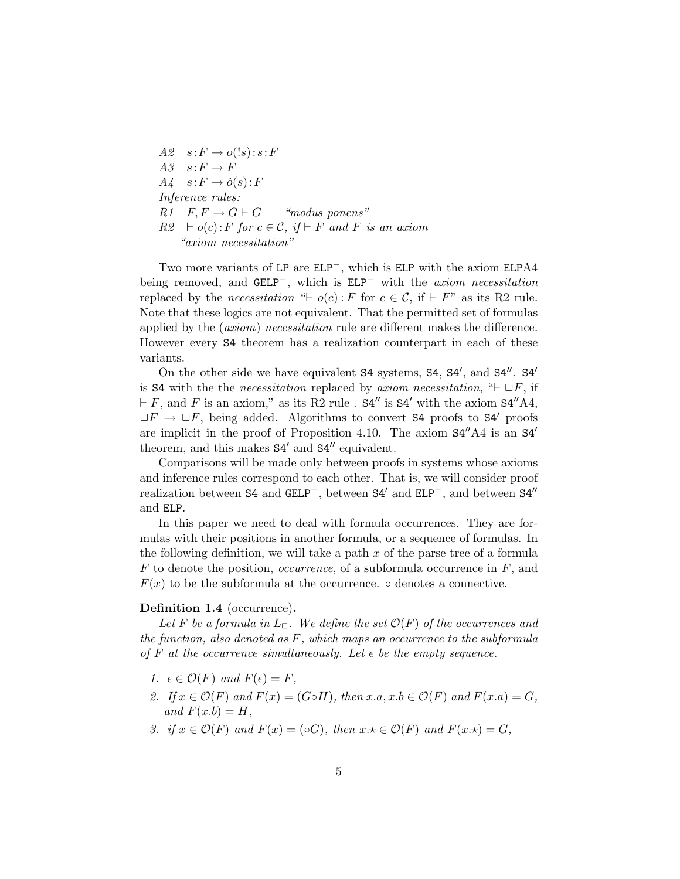A2 $s\!:\!F \rightarrow o(!s)\!:\!s\!:\!F$
A3 $s\!:\!F \rightarrow F$
A4 $s\!:\!F \rightarrow \dot{o}(s)\!:\!F$
*Inference rules:*
R1 $F, F \rightarrow G \vdash G$ *"modus ponens"*
R2 $\vdash o(c)\!:\!F$ *for* $c \in \mathcal{C}$*, if* $\vdash F$ *and* $F$ *is an axiom* *"axiom necessitation"*

Two more variants of `LP` are `ELP`$^-$, which is `ELP` with the axiom `ELPA4` being removed, and `GELP`$^-$, which is `ELP`$^-$ with the *axiom necessitation* replaced by the *necessitation* "$\vdash o(c)\!:\!F$ for $c \in \mathcal{C}$, if $\vdash F$" as its R2 rule. Note that these logics are not equivalent. That the permitted set of formulas applied by the (*axiom*) *necessitation* rule are different makes the difference. However every `S4` theorem has a realization counterpart in each of these variants.

On the other side we have equivalent `S4` systems, `S4`, `S4`$'$, and `S4`$''$. `S4`$'$ is `S4` with the the *necessitation* replaced by *axiom necessitation*, "$\vdash \Box F$, if $\vdash F$, and $F$ is an axiom," as its R2 rule . `S4`$''$ is `S4`$'$ with the axiom `S4`$''$A4, $\Box F \rightarrow \Box F$, being added. Algorithms to convert `S4` proofs to `S4`$'$ proofs are implicit in the proof of Proposition 4.10. The axiom `S4`$''$A4 is an `S4`$'$ theorem, and this makes `S4`$'$ and `S4`$''$ equivalent.

Comparisons will be made only between proofs in systems whose axioms and inference rules correspond to each other. That is, we will consider proof realization between `S4` and `GELP`$^-$, between `S4`$'$ and `ELP`$^-$, and between `S4`$''$ and `ELP`.

In this paper we need to deal with formula occurrences. They are formulas with their positions in another formula, or a sequence of formulas. In the following definition, we will take a path $x$ of the parse tree of a formula $F$ to denote the position, *occurrence*, of a subformula occurrence in $F$, and $F(x)$ to be the subformula at the occurrence. $\circ$ denotes a connective.

**Definition 1.4** (occurrence)**.**
*Let $F$ be a formula in $L_\Box$. We define the set $\mathcal{O}(F)$ of the occurrences and the function, also denoted as $F$, which maps an occurrence to the subformula of $F$ at the occurrence simultaneously. Let $\epsilon$ be the empty sequence.*

1. *$\epsilon \in \mathcal{O}(F)$ and $F(\epsilon) = F$,*
2. *If $x \in \mathcal{O}(F)$ and $F(x) = (G \circ H)$, then $x.a, x.b \in \mathcal{O}(F)$ and $F(x.a) = G$, and $F(x.b) = H$,*
3. *if $x \in \mathcal{O}(F)$ and $F(x) = (\circ G)$, then $x.\star \in \mathcal{O}(F)$ and $F(x.\star) = G$,*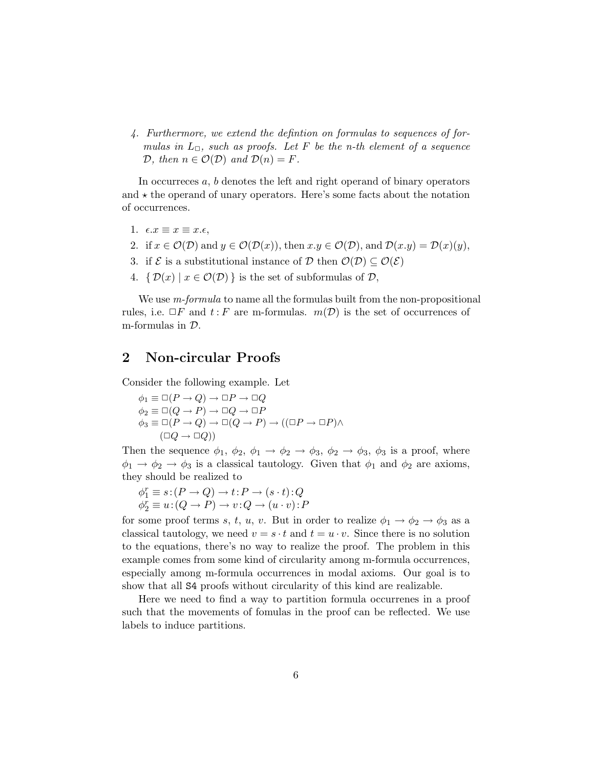4. *Furthermore, we extend the defintion on formulas to sequences of formulas in $L_\Box$, such as proofs. Let $F$ be the n-th element of a sequence $\mathcal{D}$, then $n \in \mathcal{O}(\mathcal{D})$ and $\mathcal{D}(n) = F$.*

In occurreces $a$, $b$ denotes the left and right operand of binary operators and $\star$ the operand of unary operators. Here's some facts about the notation of occurrences.

1. $\epsilon.x \equiv x \equiv x.\epsilon$,
2. if $x \in \mathcal{O}(\mathcal{D})$ and $y \in \mathcal{O}(\mathcal{D}(x))$, then $x.y \in \mathcal{O}(\mathcal{D})$, and $\mathcal{D}(x.y) = \mathcal{D}(x)(y)$,
3. if $\mathcal{E}$ is a substitutional instance of $\mathcal{D}$ then $\mathcal{O}(\mathcal{D}) \subseteq \mathcal{O}(\mathcal{E})$
4. $\{\, \mathcal{D}(x) \mid x \in \mathcal{O}(\mathcal{D}) \,\}$ is the set of subformulas of $\mathcal{D}$,

We use *m-formula* to name all the formulas built from the non-propositional rules, i.e. $\Box F$ and $t\!:\!F$ are m-formulas. $m(\mathcal{D})$ is the set of occurrences of m-formulas in $\mathcal{D}$.

## 2 Non-circular Proofs

Consider the following example. Let

$\phi_1 \equiv \Box(P \to Q) \to \Box P \to \Box Q$
$\phi_2 \equiv \Box(Q \to P) \to \Box Q \to \Box P$
$\phi_3 \equiv \Box(P \to Q) \to \Box(Q \to P) \to ((\Box P \to \Box P) \wedge (\Box Q \to \Box Q))$

Then the sequence $\phi_1$, $\phi_2$, $\phi_1 \to \phi_2 \to \phi_3$, $\phi_2 \to \phi_3$, $\phi_3$ is a proof, where $\phi_1 \to \phi_2 \to \phi_3$ is a classical tautology. Given that $\phi_1$ and $\phi_2$ are axioms, they should be realized to

$\phi_1^r \equiv s\!:\!(P \to Q) \to t\!:\!P \to (s \cdot t)\!:\!Q$
$\phi_2^r \equiv u\!:\!(Q \to P) \to v\!:\!Q \to (u \cdot v)\!:\!P$

for some proof terms $s$, $t$, $u$, $v$. But in order to realize $\phi_1 \to \phi_2 \to \phi_3$ as a classical tautology, we need $v = s \cdot t$ and $t = u \cdot v$. Since there is no solution to the equations, there's no way to realize the proof. The problem in this example comes from some kind of circularity among m-formula occurrences, especially among m-formula occurrences in modal axioms. Our goal is to show that all S4 proofs without circularity of this kind are realizable.

Here we need to find a way to partition formula occurrenes in a proof such that the movements of fomulas in the proof can be reflected. We use labels to induce partitions.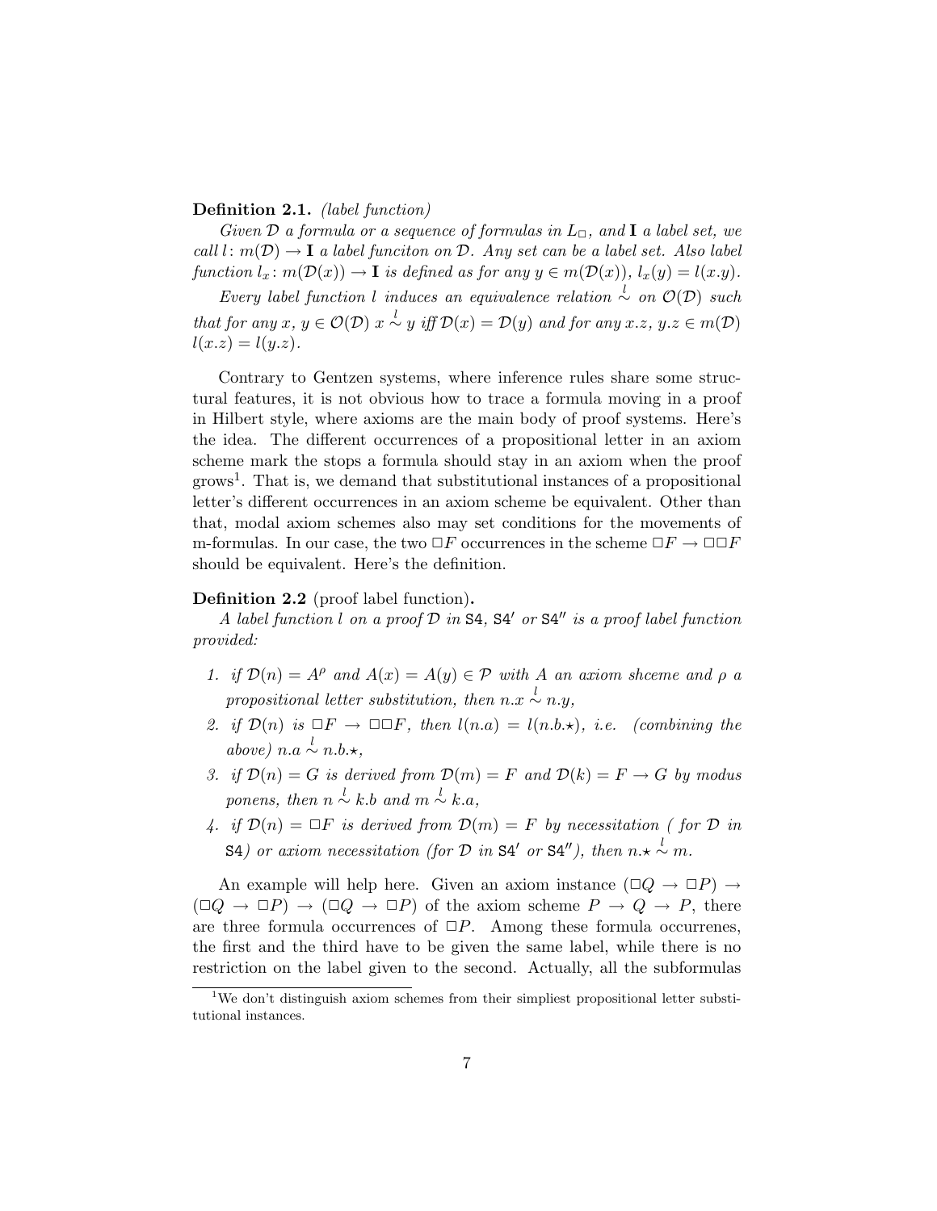**Definition 2.1.** *(label function)*

*Given $\mathcal{D}$ a formula or a sequence of formulas in $L_\Box$, and $\mathbf{I}$ a label set, we call $l\colon m(\mathcal{D}) \to \mathbf{I}$ a label funciton on $\mathcal{D}$. Any set can be a label set. Also label function $l_x\colon m(\mathcal{D}(x)) \to \mathbf{I}$ is defined as for any $y \in m(\mathcal{D}(x))$, $l_x(y) = l(x.y)$.*

*Every label function $l$ induces an equivalence relation $\overset{l}{\sim}$ on $\mathcal{O}(\mathcal{D})$ such that for any $x$, $y \in \mathcal{O}(\mathcal{D})$ $x \overset{l}{\sim} y$ iff $\mathcal{D}(x) = \mathcal{D}(y)$ and for any $x.z$, $y.z \in m(\mathcal{D})$ $l(x.z) = l(y.z)$.*

Contrary to Gentzen systems, where inference rules share some structural features, it is not obvious how to trace a formula moving in a proof in Hilbert style, where axioms are the main body of proof systems. Here's the idea. The different occurrences of a propositional letter in an axiom scheme mark the stops a formula should stay in an axiom when the proof grows[1]. That is, we demand that substitutional instances of a propositional letter's different occurrences in an axiom scheme be equivalent. Other than that, modal axiom schemes also may set conditions for the movements of m-formulas. In our case, the two $\Box F$ occurrences in the scheme $\Box F \to \Box\Box F$ should be equivalent. Here's the definition.

**Definition 2.2** (proof label function)**.**

*A label function $l$ on a proof $\mathcal{D}$ in* S4*,* S4$'$ *or* S4$''$ *is a proof label function provided:*

1. *if $\mathcal{D}(n) = A^\rho$ and $A(x) = A(y) \in \mathcal{P}$ with $A$ an axiom shceme and $\rho$ a propositional letter substitution, then $n.x \overset{l}{\sim} n.y$,*
2. *if $\mathcal{D}(n)$ is $\Box F \to \Box\Box F$, then $l(n.a) = l(n.b.\star)$, i.e. (combining the above) $n.a \overset{l}{\sim} n.b.\star$,*
3. *if $\mathcal{D}(n) = G$ is derived from $\mathcal{D}(m) = F$ and $\mathcal{D}(k) = F \to G$ by modus ponens, then $n \overset{l}{\sim} k.b$ and $m \overset{l}{\sim} k.a$,*
4. *if $\mathcal{D}(n) = \Box F$ is derived from $\mathcal{D}(m) = F$ by necessitation ( for $\mathcal{D}$ in* S4*) or axiom necessitation (for $\mathcal{D}$ in* S4$'$ *or* S4$''$*), then $n.\star \overset{l}{\sim} m$.*

An example will help here. Given an axiom instance $(\Box Q \to \Box P) \to (\Box Q \to \Box P) \to (\Box Q \to \Box P)$ of the axiom scheme $P \to Q \to P$, there are three formula occurrences of $\Box P$. Among these formula occurrenes, the first and the third have to be given the same label, while there is no restriction on the label given to the second. Actually, all the subformulas

[1] We don't distinguish axiom schemes from their simpliest propositional letter substitutional instances.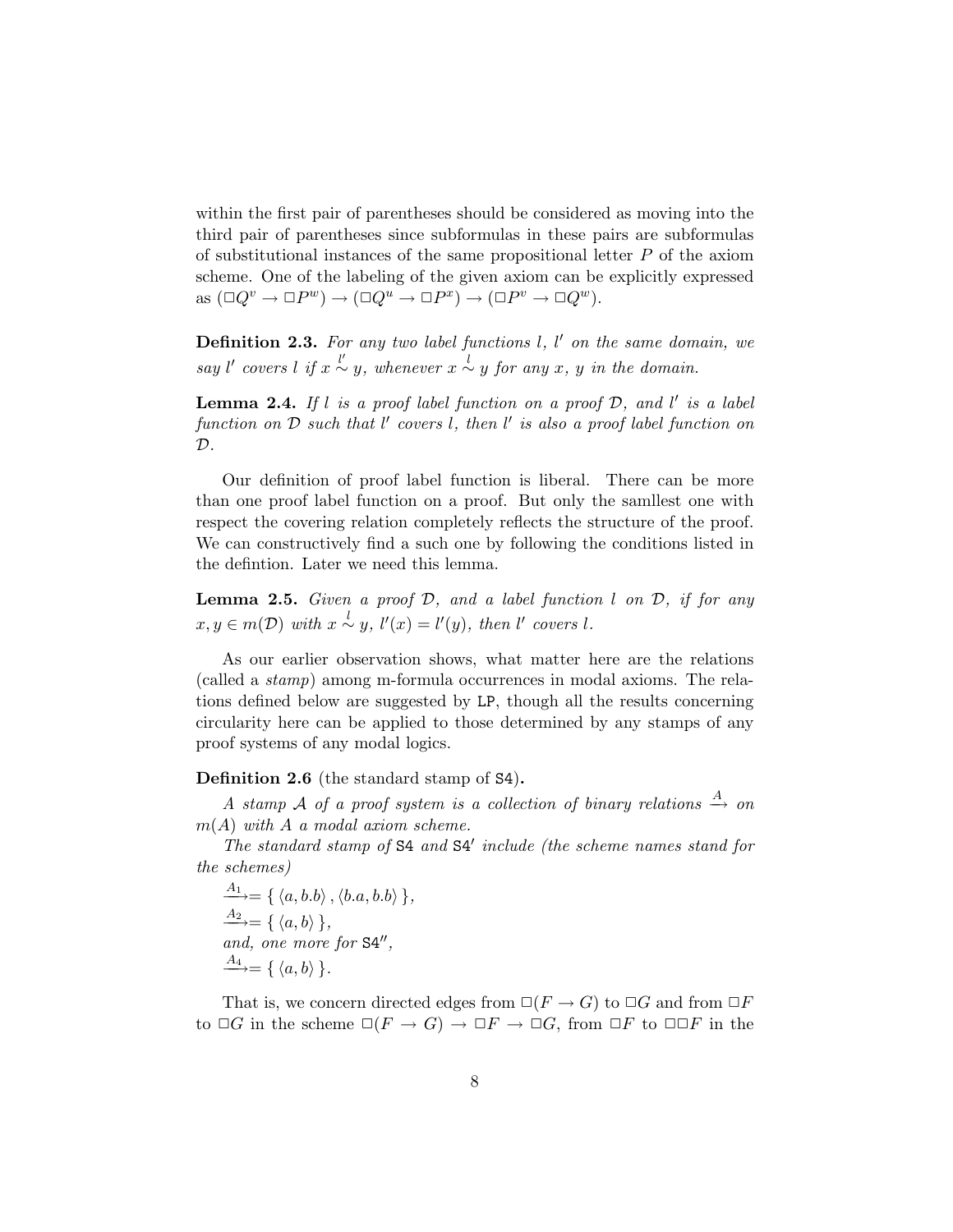within the first pair of parentheses should be considered as moving into the third pair of parentheses since subformulas in these pairs are subformulas of substitutional instances of the same propositional letter $P$ of the axiom scheme. One of the labeling of the given axiom can be explicitly expressed as $(\Box Q^v \to \Box P^w) \to (\Box Q^u \to \Box P^x) \to (\Box P^v \to \Box Q^w)$.

**Definition 2.3.** *For any two label functions $l$, $l'$ on the same domain, we say $l'$ covers $l$ if $x \overset{l'}{\sim} y$, whenever $x \overset{l}{\sim} y$ for any $x$, $y$ in the domain.*

**Lemma 2.4.** *If $l$ is a proof label function on a proof $\mathcal{D}$, and $l'$ is a label function on $\mathcal{D}$ such that $l'$ covers $l$, then $l'$ is also a proof label function on $\mathcal{D}$.*

Our definition of proof label function is liberal. There can be more than one proof label function on a proof. But only the samllest one with respect the covering relation completely reflects the structure of the proof. We can constructively find a such one by following the conditions listed in the defintion. Later we need this lemma.

**Lemma 2.5.** *Given a proof $\mathcal{D}$, and a label function $l$ on $\mathcal{D}$, if for any $x, y \in m(\mathcal{D})$ with $x \overset{l}{\sim} y$, $l'(x) = l'(y)$, then $l'$ covers $l$.*

As our earlier observation shows, what matter here are the relations (called a *stamp*) among m-formula occurrences in modal axioms. The relations defined below are suggested by LP, though all the results concerning circularity here can be applied to those determined by any stamps of any proof systems of any modal logics.

**Definition 2.6** (the standard stamp of S4)**.**

*A stamp $\mathcal{A}$ of a proof system is a collection of binary relations $\xrightarrow{A}$ on $m(A)$ with $A$ a modal axiom scheme.*

*The standard stamp of* S4 *and* S4$'$ *include (the scheme names stand for the schemes)*

$\xrightarrow{A_1} = \{ \langle a, b.b \rangle, \langle b.a, b.b \rangle \}$,
$\xrightarrow{A_2} = \{ \langle a, b \rangle \}$,
*and, one more for* S4$''$,
$\xrightarrow{A_4} = \{ \langle a, b \rangle \}$.

That is, we concern directed edges from $\Box(F \to G)$ to $\Box G$ and from $\Box F$ to $\Box G$ in the scheme $\Box(F \to G) \to \Box F \to \Box G$, from $\Box F$ to $\Box\Box F$ in the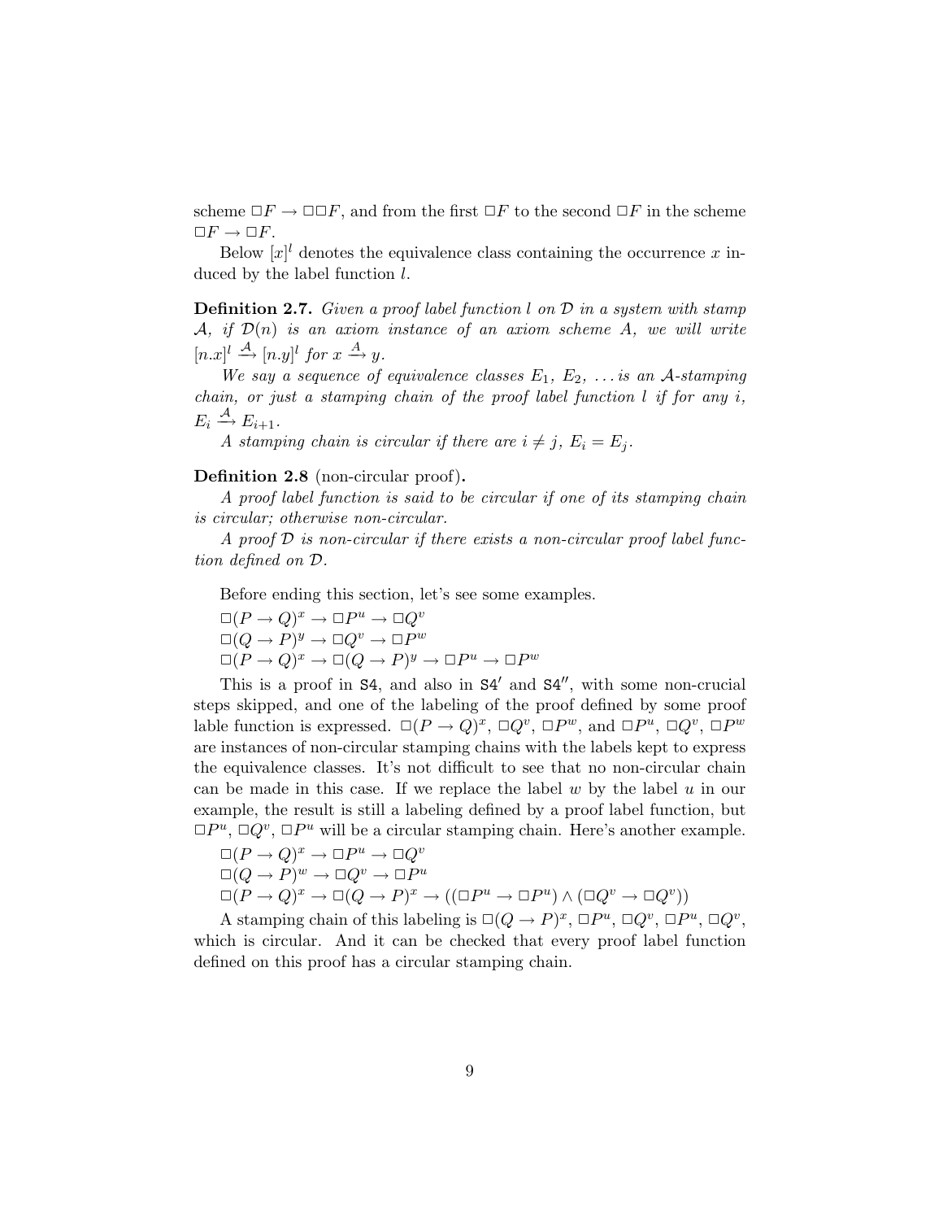scheme $\Box F \to \Box\Box F$, and from the first $\Box F$ to the second $\Box F$ in the scheme $\Box F \to \Box F$.

Below $[x]^l$ denotes the equivalence class containing the occurrence $x$ induced by the label function $l$.

**Definition 2.7.** *Given a proof label function $l$ on $\mathcal{D}$ in a system with stamp $\mathcal{A}$, if $\mathcal{D}(n)$ is an axiom instance of an axiom scheme $A$, we will write $[n.x]^l \xrightarrow{\mathcal{A}} [n.y]^l$ for $x \xrightarrow{A} y$.*

*We say a sequence of equivalence classes $E_1$, $E_2$, ... is an $\mathcal{A}$-stamping chain, or just a stamping chain of the proof label function $l$ if for any $i$, $E_i \xrightarrow{\mathcal{A}} E_{i+1}$.*

*A stamping chain is circular if there are $i \neq j$, $E_i = E_j$.*

**Definition 2.8** (non-circular proof)**.**

*A proof label function is said to be circular if one of its stamping chain is circular; otherwise non-circular.*

*A proof $\mathcal{D}$ is non-circular if there exists a non-circular proof label function defined on $\mathcal{D}$.*

Before ending this section, let's see some examples.

$\Box(P \to Q)^x \to \Box P^u \to \Box Q^v$

$\Box(Q \to P)^y \to \Box Q^v \to \Box P^w$

$\Box(P \to Q)^x \to \Box(Q \to P)^y \to \Box P^u \to \Box P^w$

This is a proof in S4, and also in S4$'$ and S4$''$, with some non-crucial steps skipped, and one of the labeling of the proof defined by some proof lable function is expressed. $\Box(P \to Q)^x$, $\Box Q^v$, $\Box P^w$, and $\Box P^u$, $\Box Q^v$, $\Box P^w$ are instances of non-circular stamping chains with the labels kept to express the equivalence classes. It's not difficult to see that no non-circular chain can be made in this case. If we replace the label $w$ by the label $u$ in our example, the result is still a labeling defined by a proof label function, but $\Box P^u$, $\Box Q^v$, $\Box P^u$ will be a circular stamping chain. Here's another example.

$\Box(P \to Q)^x \to \Box P^u \to \Box Q^v$

$\Box(Q \to P)^w \to \Box Q^v \to \Box P^u$

$\Box(P \to Q)^x \to \Box(Q \to P)^x \to ((\Box P^u \to \Box P^u) \wedge (\Box Q^v \to \Box Q^v))$

A stamping chain of this labeling is $\Box(Q \to P)^x$, $\Box P^u$, $\Box Q^v$, $\Box P^u$, $\Box Q^v$, which is circular. And it can be checked that every proof label function defined on this proof has a circular stamping chain.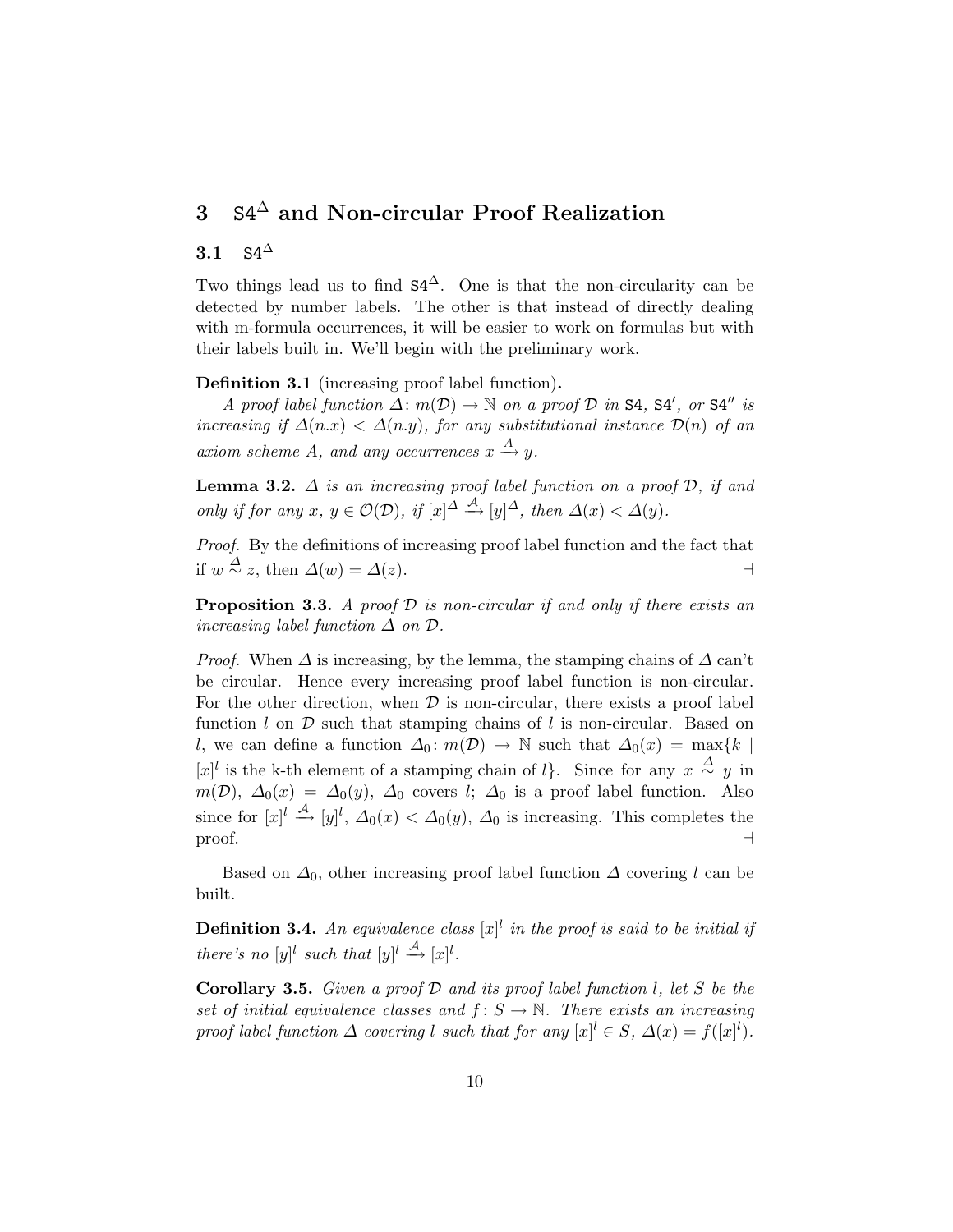## 3 $\mathtt{S4}^{\Delta}$ and Non-circular Proof Realization

### 3.1 $\mathtt{S4}^{\Delta}$

Two things lead us to find $\mathtt{S4}^{\Delta}$. One is that the non-circularity can be detected by number labels. The other is that instead of directly dealing with m-formula occurrences, it will be easier to work on formulas but with their labels built in. We'll begin with the preliminary work.

**Definition 3.1** (increasing proof label function)**.**
*A proof label function $\Delta\colon m(\mathcal{D}) \to \mathbb{N}$ on a proof $\mathcal{D}$ in* $\mathtt{S4}$, $\mathtt{S4}'$, *or* $\mathtt{S4}''$ *is increasing if $\Delta(n.x) < \Delta(n.y)$, for any substitutional instance $\mathcal{D}(n)$ of an axiom scheme $A$, and any occurrences $x \xrightarrow{A} y$.*

**Lemma 3.2.** *$\Delta$ is an increasing proof label function on a proof $\mathcal{D}$, if and only if for any $x$, $y \in \mathcal{O}(\mathcal{D})$, if $[x]^{\Delta} \xrightarrow{\mathcal{A}} [y]^{\Delta}$, then $\Delta(x) < \Delta(y)$.*

*Proof.* By the definitions of increasing proof label function and the fact that if $w \overset{\Delta}{\sim} z$, then $\Delta(w) = \Delta(z)$. ⊣

**Proposition 3.3.** *A proof $\mathcal{D}$ is non-circular if and only if there exists an increasing label function $\Delta$ on $\mathcal{D}$.*

*Proof.* When $\Delta$ is increasing, by the lemma, the stamping chains of $\Delta$ can't be circular. Hence every increasing proof label function is non-circular. For the other direction, when $\mathcal{D}$ is non-circular, there exists a proof label function $l$ on $\mathcal{D}$ such that stamping chains of $l$ is non-circular. Based on $l$, we can define a function $\Delta_0\colon m(\mathcal{D}) \to \mathbb{N}$ such that $\Delta_0(x) = \max\{k \mid [x]^l$ is the k-th element of a stamping chain of $l\}$. Since for any $x \overset{\Delta}{\sim} y$ in $m(\mathcal{D})$, $\Delta_0(x) = \Delta_0(y)$, $\Delta_0$ covers $l$; $\Delta_0$ is a proof label function. Also since for $[x]^l \xrightarrow{\mathcal{A}} [y]^l$, $\Delta_0(x) < \Delta_0(y)$, $\Delta_0$ is increasing. This completes the proof. ⊣

Based on $\Delta_0$, other increasing proof label function $\Delta$ covering $l$ can be built.

**Definition 3.4.** *An equivalence class $[x]^l$ in the proof is said to be initial if there's no $[y]^l$ such that $[y]^l \xrightarrow{\mathcal{A}} [x]^l$.*

**Corollary 3.5.** *Given a proof $\mathcal{D}$ and its proof label function $l$, let $S$ be the set of initial equivalence classes and $f\colon S \to \mathbb{N}$. There exists an increasing proof label function $\Delta$ covering $l$ such that for any $[x]^l \in S$, $\Delta(x) = f([x]^l)$.*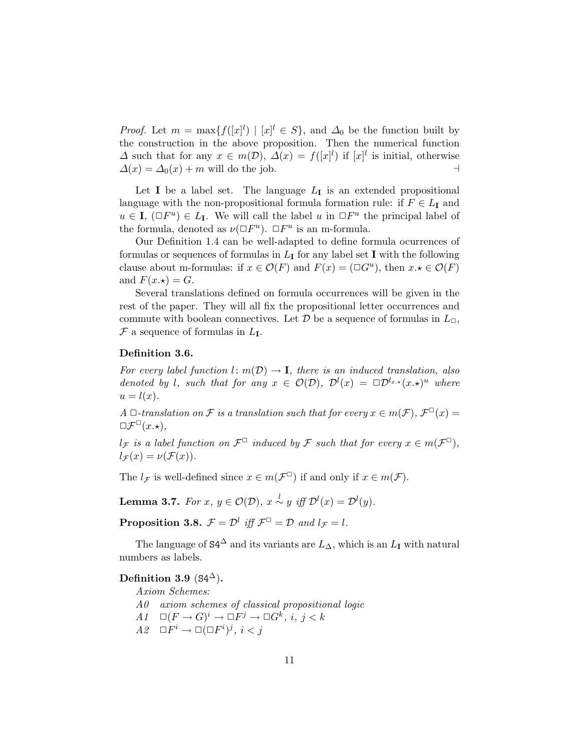*Proof.* Let $m = \max\{f([x]^l) \mid [x]^l \in S\}$, and $\Delta_0$ be the function built by the construction in the above proposition. Then the numerical function $\Delta$ such that for any $x \in m(\mathcal{D})$, $\Delta(x) = f([x]^l)$ if $[x]^l$ is initial, otherwise $\Delta(x) = \Delta_0(x) + m$ will do the job. ⊣

Let $\mathbf{I}$ be a label set. The language $L_{\mathbf{I}}$ is an extended propositional language with the non-propositional formula formation rule: if $F \in L_{\mathbf{I}}$ and $u \in \mathbf{I}$, $(\Box F^u) \in L_{\mathbf{I}}$. We will call the label $u$ in $\Box F^u$ the principal label of the formula, denoted as $\nu(\Box F^u)$. $\Box F^u$ is an m-formula.

Our Definition 1.4 can be well-adapted to define formula ocurrences of formulas or sequences of formulas in $L_{\mathbf{I}}$ for any label set $\mathbf{I}$ with the following clause about m-formulas: if $x \in \mathcal{O}(F)$ and $F(x) = (\Box G^u)$, then $x.\star \in \mathcal{O}(F)$ and $F(x.\star) = G$.

Several translations defined on formula occurrences will be given in the rest of the paper. They will all fix the propositional letter occurrences and commute with boolean connectives. Let $\mathcal{D}$ be a sequence of formulas in $L_\Box$, $\mathcal{F}$ a sequence of formulas in $L_{\mathbf{I}}$.

**Definition 3.6.**

*For every label function $l\colon m(\mathcal{D}) \to \mathbf{I}$, there is an induced translation, also denoted by $l$, such that for any $x \in \mathcal{O}(\mathcal{D})$, $\mathcal{D}^l(x) = \Box \mathcal{D}^{l_{x.\star}}(x.\star)^u$ where $u = l(x)$.*

*A $\Box$-translation on $\mathcal{F}$ is a translation such that for every $x \in m(\mathcal{F})$, $\mathcal{F}^\Box(x) = \Box \mathcal{F}^\Box(x.\star)$,*

*$l_{\mathcal{F}}$ is a label function on $\mathcal{F}^\Box$ induced by $\mathcal{F}$ such that for every $x \in m(\mathcal{F}^\Box)$, $l_{\mathcal{F}}(x) = \nu(\mathcal{F}(x))$.*

The $l_{\mathcal{F}}$ is well-defined since $x \in m(\mathcal{F}^\Box)$ if and only if $x \in m(\mathcal{F})$.

**Lemma 3.7.** *For $x$, $y \in \mathcal{O}(\mathcal{D})$, $x \overset{l}{\sim} y$ iff $\mathcal{D}^l(x) = \mathcal{D}^l(y)$.*

**Proposition 3.8.** *$\mathcal{F} = \mathcal{D}^l$ iff $\mathcal{F}^\Box = \mathcal{D}$ and $l_{\mathcal{F}} = l$.*

The language of $\mathtt{S4}^\Delta$ and its variants are $L_\Delta$, which is an $L_{\mathbf{I}}$ with natural numbers as labels.

**Definition 3.9** ($\mathtt{S4}^\Delta$)**.**

*Axiom Schemes:*

*A0* *axiom schemes of classical propositional logic*

*A1* $\Box(F \to G)^i \to \Box F^j \to \Box G^k$, $i$, $j < k$

*A2* $\Box F^i \to \Box(\Box F^i)^j$, $i < j$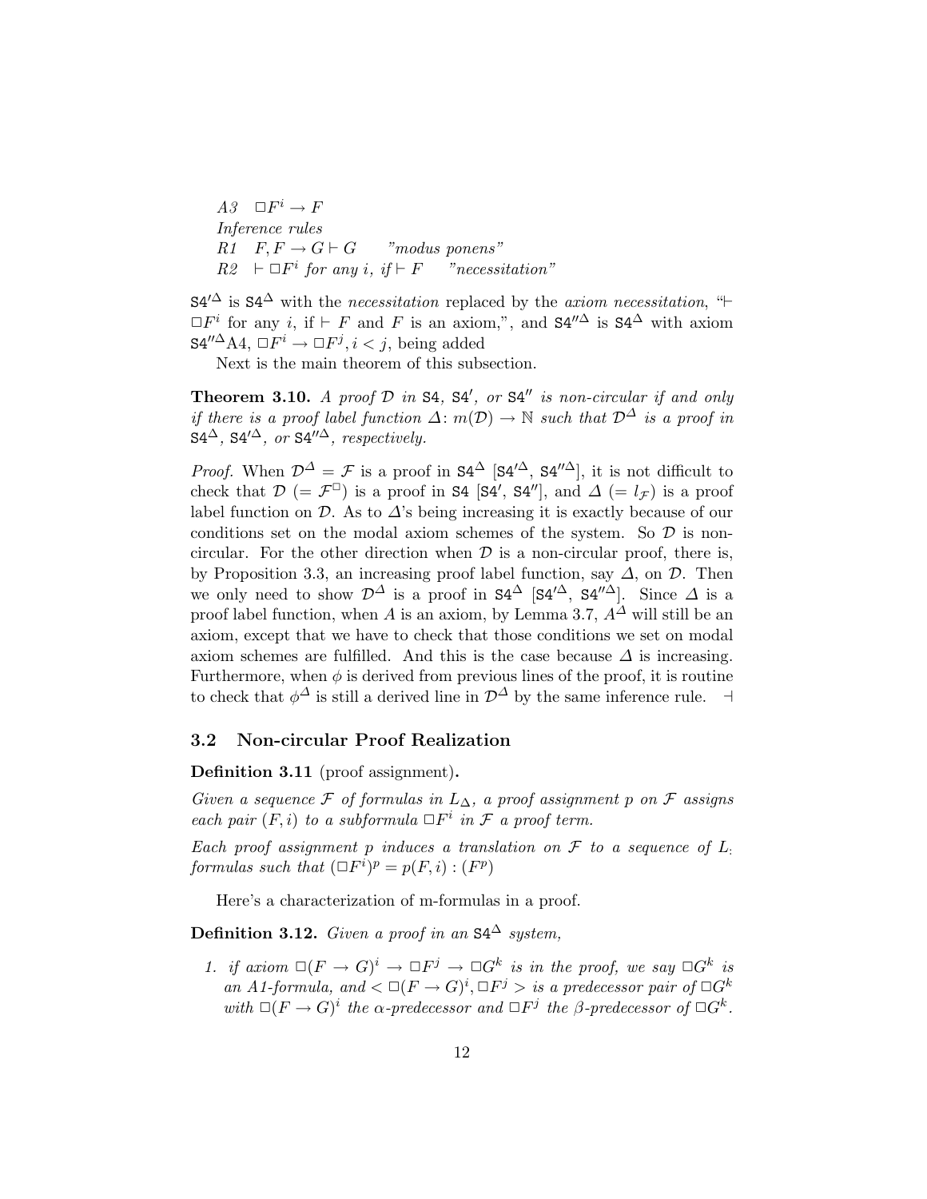*A3* $\quad \Box F^i \to F$

*Inference rules*

*R1* $\quad F, F \to G \vdash G \qquad$ *"modus ponens"*

*R2* $\quad \vdash \Box F^i$ *for any* $i$*, if* $\vdash F \qquad$ *"necessitation"*

$\mathtt{S4}'^{\Delta}$ is $\mathtt{S4}^{\Delta}$ with the *necessitation* replaced by the *axiom necessitation*, "$\vdash \Box F^i$ for any $i$, if $\vdash F$ and $F$ is an axiom,", and $\mathtt{S4}''^{\Delta}$ is $\mathtt{S4}^{\Delta}$ with axiom $\mathtt{S4}''^{\Delta}$A4, $\Box F^i \to \Box F^j, i < j$, being added

Next is the main theorem of this subsection.

**Theorem 3.10.** *A proof* $\mathcal{D}$ *in* $\mathtt{S4}$*,* $\mathtt{S4}'$*, or* $\mathtt{S4}''$ *is non-circular if and only if there is a proof label function* $\Delta\colon m(\mathcal{D}) \to \mathbb{N}$ *such that* $\mathcal{D}^{\Delta}$ *is a proof in* $\mathtt{S4}^{\Delta}$*,* $\mathtt{S4}'^{\Delta}$*, or* $\mathtt{S4}''^{\Delta}$*, respectively.*

*Proof.* When $\mathcal{D}^{\Delta} = \mathcal{F}$ is a proof in $\mathtt{S4}^{\Delta}$ [$\mathtt{S4}'^{\Delta}$, $\mathtt{S4}''^{\Delta}$], it is not difficult to check that $\mathcal{D}$ $(= \mathcal{F}^{\Box})$ is a proof in $\mathtt{S4}$ [$\mathtt{S4}'$, $\mathtt{S4}''$], and $\Delta$ $(= l_{\mathcal{F}})$ is a proof label function on $\mathcal{D}$. As to $\Delta$'s being increasing it is exactly because of our conditions set on the modal axiom schemes of the system. So $\mathcal{D}$ is non-circular. For the other direction when $\mathcal{D}$ is a non-circular proof, there is, by Proposition 3.3, an increasing proof label function, say $\Delta$, on $\mathcal{D}$. Then we only need to show $\mathcal{D}^{\Delta}$ is a proof in $\mathtt{S4}^{\Delta}$ [$\mathtt{S4}'^{\Delta}$, $\mathtt{S4}''^{\Delta}$]. Since $\Delta$ is a proof label function, when $A$ is an axiom, by Lemma 3.7, $A^{\Delta}$ will still be an axiom, except that we have to check that those conditions we set on modal axiom schemes are fulfilled. And this is the case because $\Delta$ is increasing. Furthermore, when $\phi$ is derived from previous lines of the proof, it is routine to check that $\phi^{\Delta}$ is still a derived line in $\mathcal{D}^{\Delta}$ by the same inference rule. $\dashv$

### 3.2 Non-circular Proof Realization

**Definition 3.11** (proof assignment)**.**

*Given a sequence* $\mathcal{F}$ *of formulas in* $L_{\Delta}$*, a proof assignment* $p$ *on* $\mathcal{F}$ *assigns each pair* $(F, i)$ *to a subformula* $\Box F^i$ *in* $\mathcal{F}$ *a proof term.*

*Each proof assignment* $p$ *induces a translation on* $\mathcal{F}$ *to a sequence of* $L_{:}$ *formulas such that* $(\Box F^i)^p = p(F, i) : (F^p)$

Here's a characterization of m-formulas in a proof.

**Definition 3.12.** *Given a proof in an* $\mathtt{S4}^{\Delta}$ *system,*

1. *if axiom* $\Box(F \to G)^i \to \Box F^j \to \Box G^k$ *is in the proof, we say* $\Box G^k$ *is an A1-formula, and* $< \Box(F \to G)^i, \Box F^j >$ *is a predecessor pair of* $\Box G^k$ *with* $\Box(F \to G)^i$ *the* $\alpha$*-predecessor and* $\Box F^j$ *the* $\beta$*-predecessor of* $\Box G^k$*.*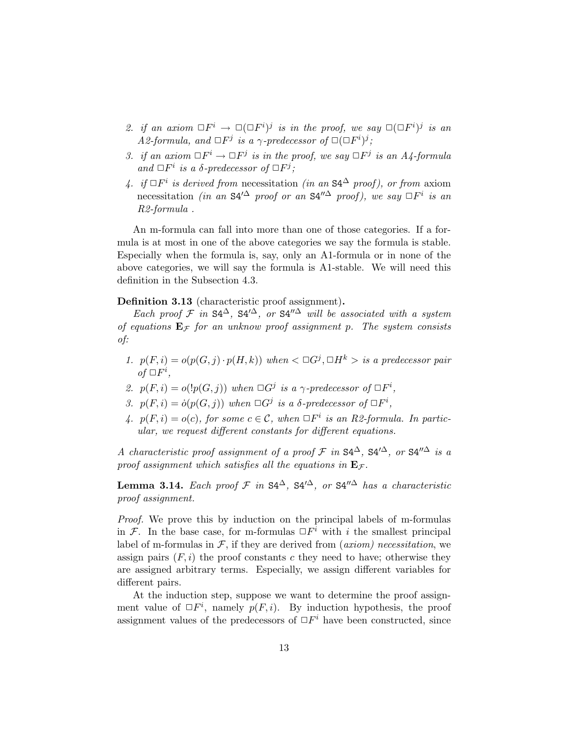2. *if an axiom $\Box F^i \rightarrow \Box(\Box F^i)^j$ is in the proof, we say $\Box(\Box F^i)^j$ is an A2-formula, and $\Box F^j$ is a $\gamma$-predecessor of $\Box(\Box F^i)^j$;*
3. *if an axiom $\Box F^i \rightarrow \Box F^j$ is in the proof, we say $\Box F^j$ is an A4-formula and $\Box F^i$ is a $\delta$-predecessor of $\Box F^j$;*
4. *if $\Box F^i$ is derived from* necessitation *(in an $\mathtt{S4}^{\Delta}$ proof), or from* axiom necessitation *(in an $\mathtt{S4'}^{\Delta}$ proof or an $\mathtt{S4''}^{\Delta}$ proof), we say $\Box F^i$ is an R2-formula .*

An m-formula can fall into more than one of those categories. If a formula is at most in one of the above categories we say the formula is stable. Especially when the formula is, say, only an A1-formula or in none of the above categories, we will say the formula is A1-stable. We will need this definition in the Subsection 4.3.

**Definition 3.13** (characteristic proof assignment)**.**
*Each proof $\mathcal{F}$ in $\mathtt{S4}^{\Delta}$, $\mathtt{S4'}^{\Delta}$, or $\mathtt{S4''}^{\Delta}$ will be associated with a system of equations $\mathbf{E}_{\mathcal{F}}$ for an unknow proof assignment $p$. The system consists of:*

1. *$p(F,i) = o(p(G,j) \cdot p(H,k))$ when $< \Box G^j, \Box H^k >$ is a predecessor pair of $\Box F^i$,*
2. *$p(F,i) = o(!p(G,j))$ when $\Box G^j$ is a $\gamma$-predecessor of $\Box F^i$,*
3. *$p(F,i) = \dot{o}(p(G,j))$ when $\Box G^j$ is a $\delta$-predecessor of $\Box F^i$,*
4. *$p(F,i) = o(c)$, for some $c \in \mathcal{C}$, when $\Box F^i$ is an R2-formula. In particular, we request different constants for different equations.*

*A characteristic proof assignment of a proof $\mathcal{F}$ in $\mathtt{S4}^{\Delta}$, $\mathtt{S4'}^{\Delta}$, or $\mathtt{S4''}^{\Delta}$ is a proof assignment which satisfies all the equations in $\mathbf{E}_{\mathcal{F}}$.*

**Lemma 3.14.** *Each proof $\mathcal{F}$ in $\mathtt{S4}^{\Delta}$, $\mathtt{S4'}^{\Delta}$, or $\mathtt{S4''}^{\Delta}$ has a characteristic proof assignment.*

*Proof.* We prove this by induction on the principal labels of m-formulas in $\mathcal{F}$. In the base case, for m-formulas $\Box F^i$ with $i$ the smallest principal label of m-formulas in $\mathcal{F}$, if they are derived from *(axiom) necessitation*, we assign pairs $(F,i)$ the proof constants $c$ they need to have; otherwise they are assigned arbitrary terms. Especially, we assign different variables for different pairs.

At the induction step, suppose we want to determine the proof assignment value of $\Box F^i$, namely $p(F,i)$. By induction hypothesis, the proof assignment values of the predecessors of $\Box F^i$ have been constructed, since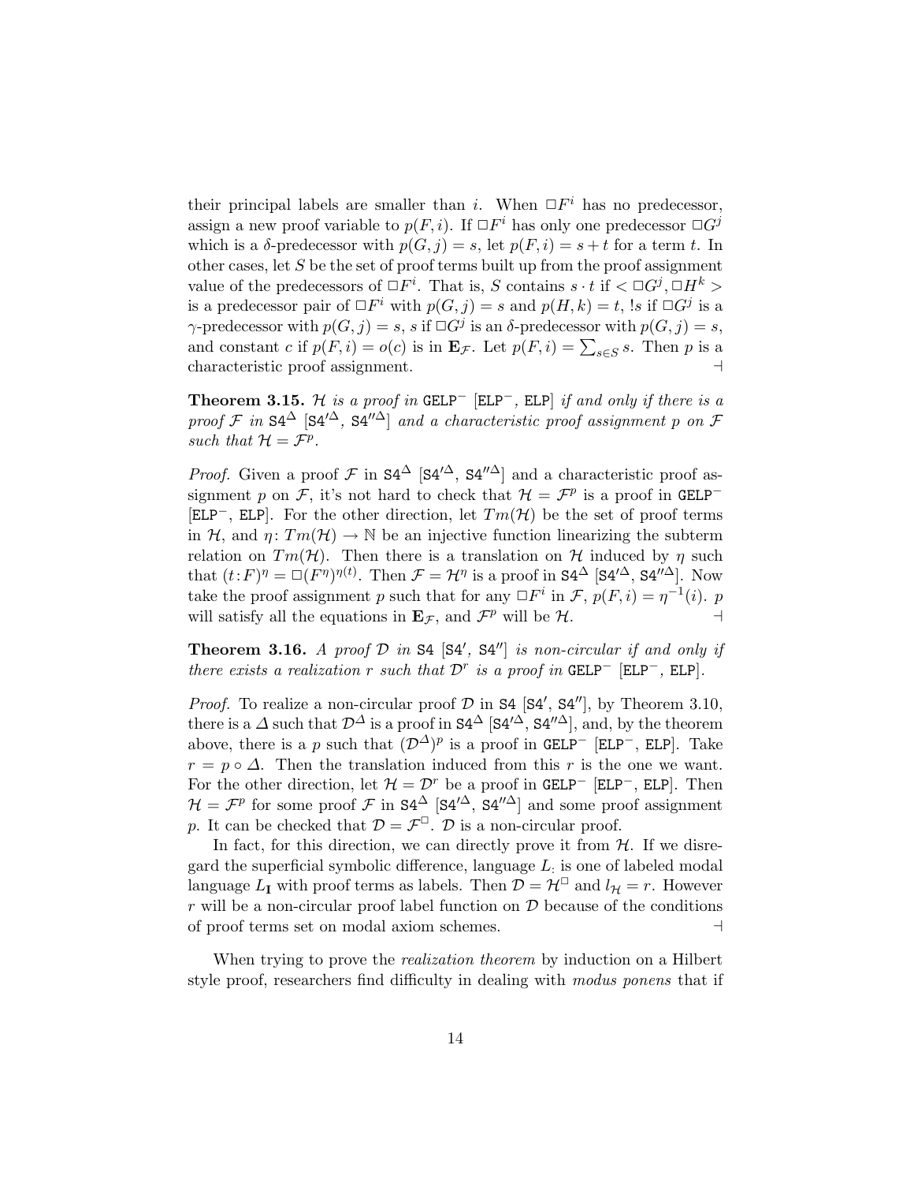their principal labels are smaller than $i$. When $\Box F^i$ has no predecessor, assign a new proof variable to $p(F, i)$. If $\Box F^i$ has only one predecessor $\Box G^j$ which is a $\delta$-predecessor with $p(G, j) = s$, let $p(F, i) = s + t$ for a term $t$. In other cases, let $S$ be the set of proof terms built up from the proof assignment value of the predecessors of $\Box F^i$. That is, $S$ contains $s \cdot t$ if $< \Box G^j, \Box H^k >$ is a predecessor pair of $\Box F^i$ with $p(G, j) = s$ and $p(H, k) = t$, $!s$ if $\Box G^j$ is a $\gamma$-predecessor with $p(G, j) = s$, $s$ if $\Box G^j$ is an $\delta$-predecessor with $p(G, j) = s$, and constant $c$ if $p(F, i) = o(c)$ is in $\mathbf{E}_{\mathcal{F}}$. Let $p(F, i) = \sum_{s \in S} s$. Then $p$ is a characteristic proof assignment. $\dashv$

**Theorem 3.15.** *$\mathcal{H}$ is a proof in* GELP$^-$ [ELP$^-$, ELP] *if and only if there is a proof $\mathcal{F}$ in* S4$^\Delta$ [S4$'^\Delta$, S4$''^\Delta$] *and a characteristic proof assignment $p$ on $\mathcal{F}$ such that $\mathcal{H} = \mathcal{F}^p$.*

*Proof.* Given a proof $\mathcal{F}$ in S4$^\Delta$ [S4$'^\Delta$, S4$''^\Delta$] and a characteristic proof assignment $p$ on $\mathcal{F}$, it's not hard to check that $\mathcal{H} = \mathcal{F}^p$ is a proof in GELP$^-$ [ELP$^-$, ELP]. For the other direction, let $Tm(\mathcal{H})$ be the set of proof terms in $\mathcal{H}$, and $\eta \colon Tm(\mathcal{H}) \to \mathbb{N}$ be an injective function linearizing the subterm relation on $Tm(\mathcal{H})$. Then there is a translation on $\mathcal{H}$ induced by $\eta$ such that $(t{:}F)^\eta = \Box(F^\eta)^{\eta(t)}$. Then $\mathcal{F} = \mathcal{H}^\eta$ is a proof in S4$^\Delta$ [S4$'^\Delta$, S4$''^\Delta$]. Now take the proof assignment $p$ such that for any $\Box F^i$ in $\mathcal{F}$, $p(F, i) = \eta^{-1}(i)$. $p$ will satisfy all the equations in $\mathbf{E}_{\mathcal{F}}$, and $\mathcal{F}^p$ will be $\mathcal{H}$. $\dashv$

**Theorem 3.16.** *A proof $\mathcal{D}$ in* S4 [S4$'$, S4$''$] *is non-circular if and only if there exists a realization $r$ such that $\mathcal{D}^r$ is a proof in* GELP$^-$ [ELP$^-$, ELP].

*Proof.* To realize a non-circular proof $\mathcal{D}$ in S4 [S4$'$, S4$''$], by Theorem 3.10, there is a $\Delta$ such that $\mathcal{D}^\Delta$ is a proof in S4$^\Delta$ [S4$'^\Delta$, S4$''^\Delta$], and, by the theorem above, there is a $p$ such that $(\mathcal{D}^\Delta)^p$ is a proof in GELP$^-$ [ELP$^-$, ELP]. Take $r = p \circ \Delta$. Then the translation induced from this $r$ is the one we want. For the other direction, let $\mathcal{H} = \mathcal{D}^r$ be a proof in GELP$^-$ [ELP$^-$, ELP]. Then $\mathcal{H} = \mathcal{F}^p$ for some proof $\mathcal{F}$ in S4$^\Delta$ [S4$'^\Delta$, S4$''^\Delta$] and some proof assignment $p$. It can be checked that $\mathcal{D} = \mathcal{F}^\Box$. $\mathcal{D}$ is a non-circular proof.

In fact, for this direction, we can directly prove it from $\mathcal{H}$. If we disregard the superficial symbolic difference, language $L_{:}$ is one of labeled modal language $L_{\mathbf{I}}$ with proof terms as labels. Then $\mathcal{D} = \mathcal{H}^\Box$ and $l_{\mathcal{H}} = r$. However $r$ will be a non-circular proof label function on $\mathcal{D}$ because of the conditions of proof terms set on modal axiom schemes. $\dashv$

When trying to prove the *realization theorem* by induction on a Hilbert style proof, researchers find difficulty in dealing with *modus ponens* that if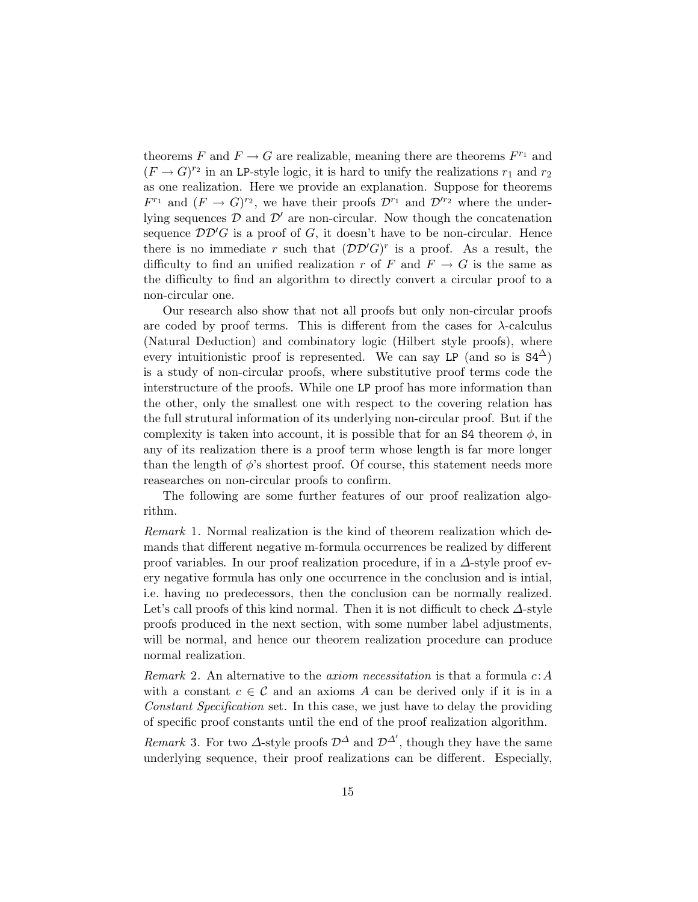theorems $F$ and $F \to G$ are realizable, meaning there are theorems $F^{r_1}$ and $(F \to G)^{r_2}$ in an LP-style logic, it is hard to unify the realizations $r_1$ and $r_2$ as one realization. Here we provide an explanation. Suppose for theorems $F^{r_1}$ and $(F \to G)^{r_2}$, we have their proofs $\mathcal{D}^{r_1}$ and $\mathcal{D}'^{r_2}$ where the underlying sequences $\mathcal{D}$ and $\mathcal{D}'$ are non-circular. Now though the concatenation sequence $\mathcal{D}\mathcal{D}'G$ is a proof of $G$, it doesn't have to be non-circular. Hence there is no immediate $r$ such that $(\mathcal{D}\mathcal{D}'G)^r$ is a proof. As a result, the difficulty to find an unified realization $r$ of $F$ and $F \to G$ is the same as the difficulty to find an algorithm to directly convert a circular proof to a non-circular one.

Our research also show that not all proofs but only non-circular proofs are coded by proof terms. This is different from the cases for $\lambda$-calculus (Natural Deduction) and combinatory logic (Hilbert style proofs), where every intuitionistic proof is represented. We can say LP (and so is $\mathtt{S4}^{\Delta}$) is a study of non-circular proofs, where substitutive proof terms code the interstructure of the proofs. While one LP proof has more information than the other, only the smallest one with respect to the covering relation has the full strutural information of its underlying non-circular proof. But if the complexity is taken into account, it is possible that for an S4 theorem $\phi$, in any of its realization there is a proof term whose length is far more longer than the length of $\phi$'s shortest proof. Of course, this statement needs more reasearches on non-circular proofs to confirm.

The following are some further features of our proof realization algorithm.

*Remark* 1. Normal realization is the kind of theorem realization which demands that different negative m-formula occurrences be realized by different proof variables. In our proof realization procedure, if in a $\Delta$-style proof every negative formula has only one occurrence in the conclusion and is intial, i.e. having no predecessors, then the conclusion can be normally realized. Let's call proofs of this kind normal. Then it is not difficult to check $\Delta$-style proofs produced in the next section, with some number label adjustments, will be normal, and hence our theorem realization procedure can produce normal realization.

*Remark* 2. An alternative to the *axiom necessitation* is that a formula $c{:}A$ with a constant $c \in \mathcal{C}$ and an axioms $A$ can be derived only if it is in a *Constant Specification* set. In this case, we just have to delay the providing of specific proof constants until the end of the proof realization algorithm.

*Remark* 3. For two $\Delta$-style proofs $\mathcal{D}^{\Delta}$ and $\mathcal{D}^{\Delta'}$, though they have the same underlying sequence, their proof realizations can be different. Especially,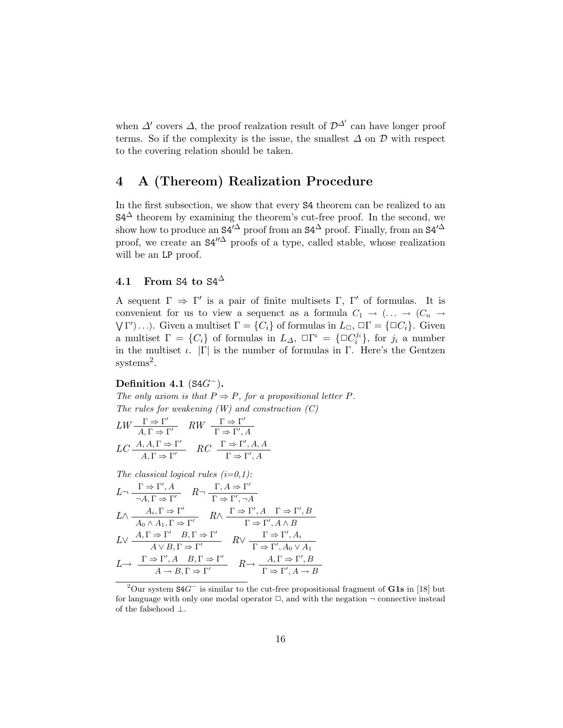when $\Delta'$ covers $\Delta$, the proof realzation result of $\mathcal{D}^{\Delta'}$ can have longer proof terms. So if the complexity is the issue, the smallest $\Delta$ on $\mathcal{D}$ with respect to the covering relation should be taken.

## 4 A (Thereom) Realization Procedure

In the first subsection, we show that every S4 theorem can be realized to an $\mathtt{S4}^{\Delta}$ theorem by examining the theorem's cut-free proof. In the second, we show how to produce an $\mathtt{S4}'^{\Delta}$ proof from an $\mathtt{S4}^{\Delta}$ proof. Finally, from an $\mathtt{S4}'^{\Delta}$ proof, we create an $\mathtt{S4}''^{\Delta}$ proofs of a type, called stable, whose realization will be an LP proof.

### 4.1 From S4 to $\mathtt{S4}^{\Delta}$

A sequent $\Gamma \Rightarrow \Gamma'$ is a pair of finite multisets $\Gamma$, $\Gamma'$ of formulas. It is convenient for us to view a sequenct as a formula $C_1 \rightarrow (\ldots \rightarrow (C_n \rightarrow \bigvee \Gamma')\ldots)$. Given a multiset $\Gamma = \{C_i\}$ of formulas in $L_{\Box}$, $\Box\Gamma = \{\Box C_i\}$. Given a multiset $\Gamma = \{C_i\}$ of formulas in $L_{\Delta}$, $\Box\Gamma^{\iota} = \{\Box C_i^{j_i}\}$, for $j_i$ a number in the multiset $\iota$. $|\Gamma|$ is the number of formulas in $\Gamma$. Here's the Gentzen systems[2].

**Definition 4.1** ($\mathtt{S4}G^{-}$)**.**
*The only axiom is that $P \Rightarrow P$, for a propositional letter $P$.*
*The rules for weakening (W) and constraction (C)*

$$LW\,\frac{\Gamma \Rightarrow \Gamma'}{A, \Gamma \Rightarrow \Gamma'} \quad RW\,\frac{\Gamma \Rightarrow \Gamma'}{\Gamma \Rightarrow \Gamma', A}$$

$$LC\,\frac{A, A, \Gamma \Rightarrow \Gamma'}{A, \Gamma \Rightarrow \Gamma'} \quad RC\,\frac{\Gamma \Rightarrow \Gamma', A, A}{\Gamma \Rightarrow \Gamma', A}$$

*The classical logical rules (i=0,1):*

$$L\neg\,\frac{\Gamma \Rightarrow \Gamma', A}{\neg A, \Gamma \Rightarrow \Gamma'} \quad R\neg\,\frac{\Gamma, A \Rightarrow \Gamma'}{\Gamma \Rightarrow \Gamma', \neg A}$$

$$L\wedge\,\frac{A_i, \Gamma \Rightarrow \Gamma'}{A_0 \wedge A_1, \Gamma \Rightarrow \Gamma'} \quad R\wedge\,\frac{\Gamma \Rightarrow \Gamma', A \quad \Gamma \Rightarrow \Gamma', B}{\Gamma \Rightarrow \Gamma', A \wedge B}$$

$$L\vee\,\frac{A, \Gamma \Rightarrow \Gamma' \quad B, \Gamma \Rightarrow \Gamma'}{A \vee B, \Gamma \Rightarrow \Gamma'} \quad R\vee\,\frac{\Gamma \Rightarrow \Gamma', A_i}{\Gamma \Rightarrow \Gamma', A_0 \vee A_1}$$

$$L\!\rightarrow\,\frac{\Gamma \Rightarrow \Gamma', A \quad B, \Gamma \Rightarrow \Gamma'}{A \rightarrow B, \Gamma \Rightarrow \Gamma'} \quad R\!\rightarrow\,\frac{A, \Gamma \Rightarrow \Gamma', B}{\Gamma \Rightarrow \Gamma', A \rightarrow B}$$

---

[2] Our system $\mathtt{S4}G^{-}$ is similar to the cut-free propositional fragment of **G1s** in [18] but for language with only one modal operator $\Box$, and with the negation $\neg$ connective instead of the falsehood $\bot$.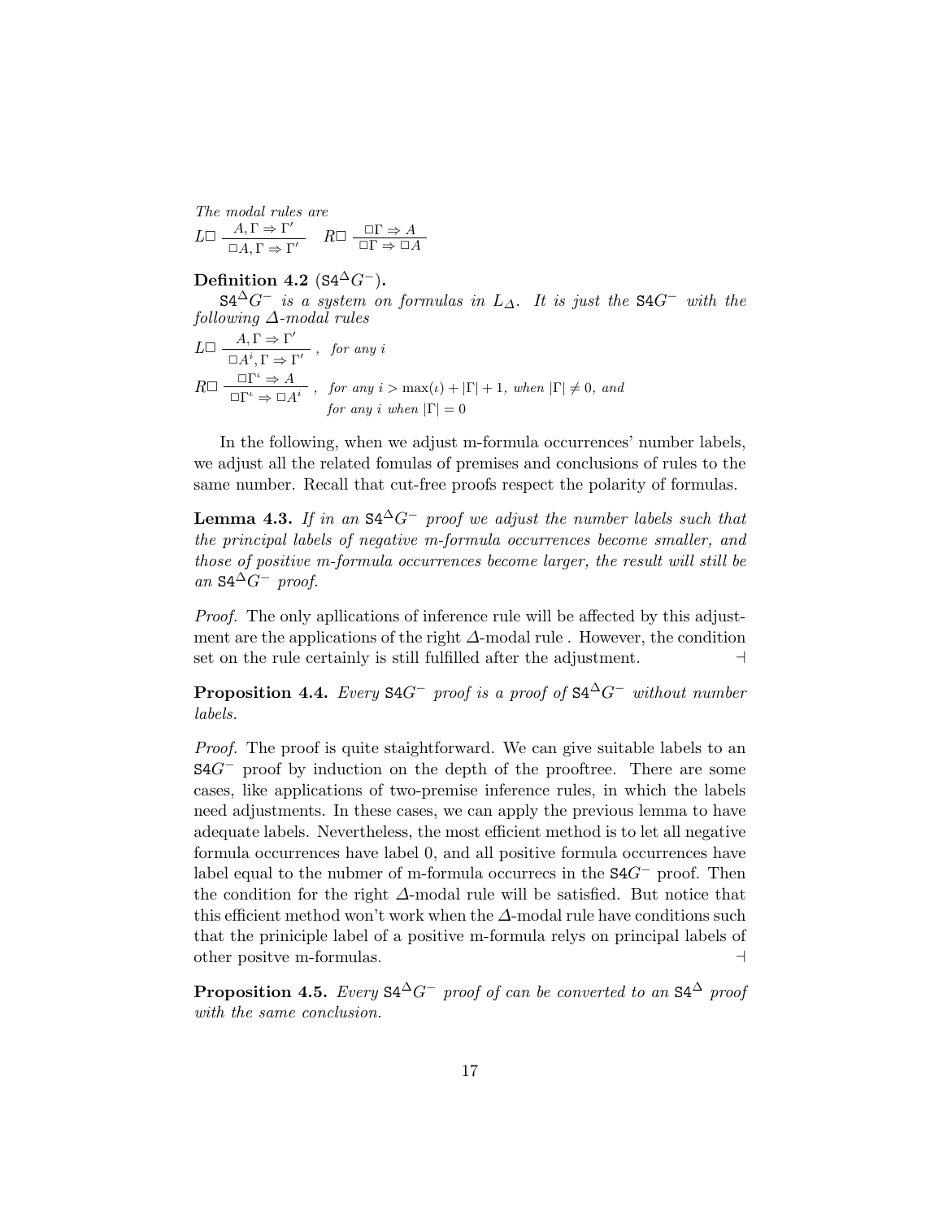*The modal rules are*

$$L\Box\ \frac{A, \Gamma \Rightarrow \Gamma'}{\Box A, \Gamma \Rightarrow \Gamma'} \quad R\Box\ \frac{\Box\Gamma \Rightarrow A}{\Box\Gamma \Rightarrow \Box A}$$

**Definition 4.2** ($\mathtt{S4}^{\Delta}G^{-}$).

$\mathtt{S4}^{\Delta}G^{-}$ *is a system on formulas in* $L_{\Delta}$. *It is just the* $\mathtt{S4}G^{-}$ *with the following* $\Delta$*-modal rules*

$$L\Box\ \frac{A, \Gamma \Rightarrow \Gamma'}{\Box A^{i}, \Gamma \Rightarrow \Gamma'}\ ,\ \text{for any } i$$

$$R\Box\ \frac{\Box\Gamma^{\iota} \Rightarrow A}{\Box\Gamma^{\iota} \Rightarrow \Box A^{i}}\ ,\ \text{for any } i > \max(\iota) + |\Gamma| + 1, \text{ when } |\Gamma| \neq 0, \text{ and for any } i \text{ when } |\Gamma| = 0$$

In the following, when we adjust m-formula occurrences' number labels, we adjust all the related fomulas of premises and conclusions of rules to the same number. Recall that cut-free proofs respect the polarity of formulas.

**Lemma 4.3.** *If in an* $\mathtt{S4}^{\Delta}G^{-}$ *proof we adjust the number labels such that the principal labels of negative m-formula occurrences become smaller, and those of positive m-formula occurrences become larger, the result will still be an* $\mathtt{S4}^{\Delta}G^{-}$ *proof.*

*Proof.* The only apllications of inference rule will be affected by this adjustment are the applications of the right $\Delta$-modal rule . However, the condition set on the rule certainly is still fulfilled after the adjustment. ⊣

**Proposition 4.4.** *Every* $\mathtt{S4}G^{-}$ *proof is a proof of* $\mathtt{S4}^{\Delta}G^{-}$ *without number labels.*

*Proof.* The proof is quite staightforward. We can give suitable labels to an $\mathtt{S4}G^{-}$ proof by induction on the depth of the prooftree. There are some cases, like applications of two-premise inference rules, in which the labels need adjustments. In these cases, we can apply the previous lemma to have adequate labels. Nevertheless, the most efficient method is to let all negative formula occurrences have label 0, and all positive formula occurrences have label equal to the nubmer of m-formula occurrecs in the $\mathtt{S4}G^{-}$ proof. Then the condition for the right $\Delta$-modal rule will be satisfied. But notice that this efficient method won't work when the $\Delta$-modal rule have conditions such that the priniciple label of a positive m-formula relys on principal labels of other positve m-formulas. ⊣

**Proposition 4.5.** *Every* $\mathtt{S4}^{\Delta}G^{-}$ *proof of can be converted to an* $\mathtt{S4}^{\Delta}$ *proof with the same conclusion.*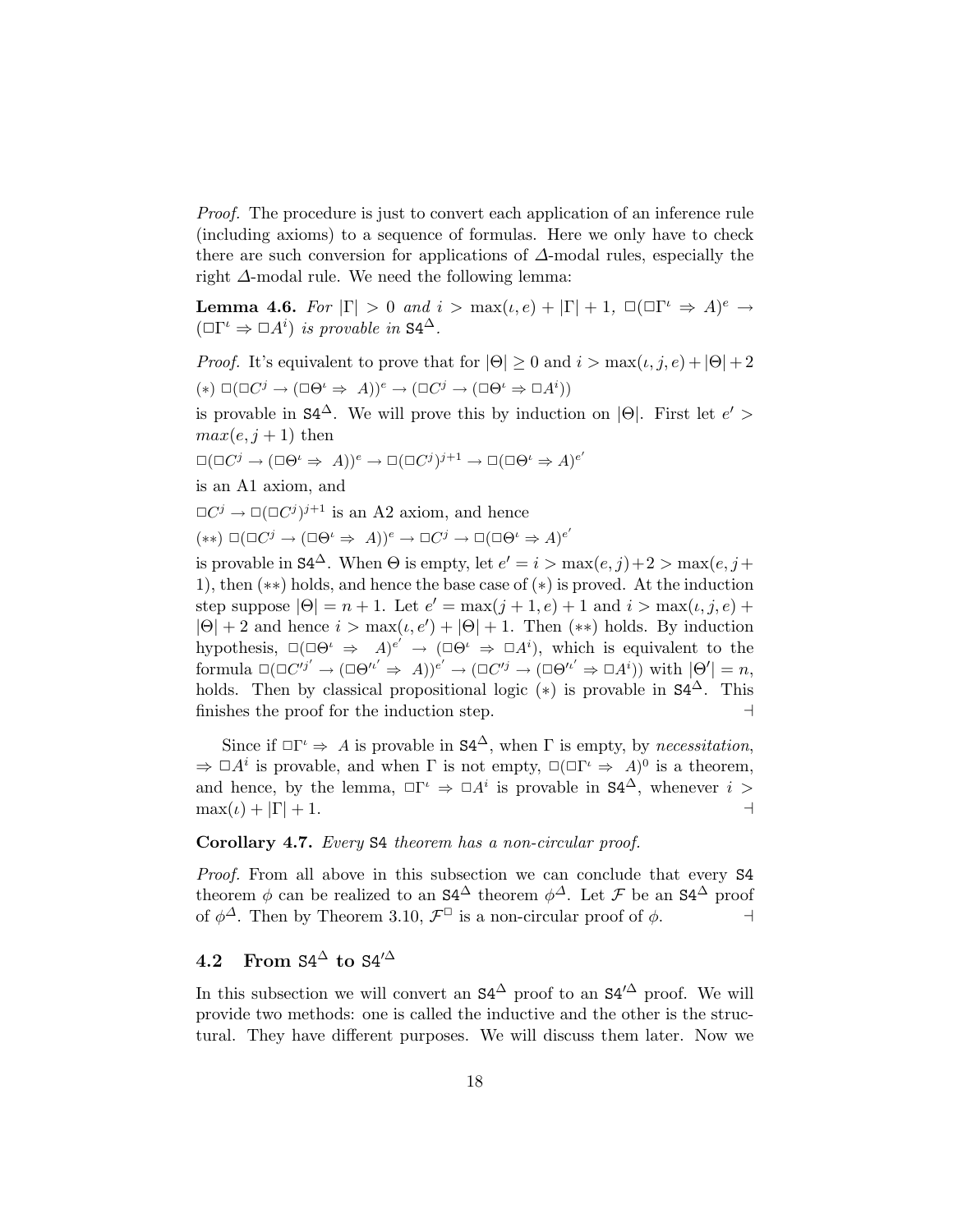*Proof.* The procedure is just to convert each application of an inference rule (including axioms) to a sequence of formulas. Here we only have to check there are such conversion for applications of $\Delta$-modal rules, especially the right $\Delta$-modal rule. We need the following lemma:

**Lemma 4.6.** *For $|\Gamma| > 0$ and $i > \max(\iota, e) + |\Gamma| + 1$, $\Box(\Box\Gamma^\iota \Rightarrow A)^e \to (\Box\Gamma^\iota \Rightarrow \Box A^i)$ is provable in $\mathtt{S4}^\Delta$.*

*Proof.* It's equivalent to prove that for $|\Theta| \geq 0$ and $i > \max(\iota, j, e) + |\Theta| + 2$

$(*)$ $\Box(\Box C^j \to (\Box\Theta^\iota \Rightarrow A))^e \to (\Box C^j \to (\Box\Theta^\iota \Rightarrow \Box A^i))$

is provable in $\mathtt{S4}^\Delta$. We will prove this by induction on $|\Theta|$. First let $e' > max(e, j+1)$ then

$\Box(\Box C^j \to (\Box\Theta^\iota \Rightarrow A))^e \to \Box(\Box C^j)^{j+1} \to \Box(\Box\Theta^\iota \Rightarrow A)^{e'}$

is an A1 axiom, and

$\Box C^j \to \Box(\Box C^j)^{j+1}$ is an A2 axiom, and hence

$(**)$ $\Box(\Box C^j \to (\Box\Theta^\iota \Rightarrow A))^e \to \Box C^j \to \Box(\Box\Theta^\iota \Rightarrow A)^{e'}$

is provable in $\mathtt{S4}^\Delta$. When $\Theta$ is empty, let $e' = i > \max(e, j) + 2 > \max(e, j+1)$, then $(**)$ holds, and hence the base case of $(*)$ is proved. At the induction step suppose $|\Theta| = n+1$. Let $e' = \max(j+1, e) + 1$ and $i > \max(\iota, j, e) + |\Theta| + 2$ and hence $i > \max(\iota, e') + |\Theta| + 1$. Then $(**)$ holds. By induction hypothesis, $\Box(\Box\Theta^\iota \Rightarrow A)^{e'} \to (\Box\Theta^\iota \Rightarrow \Box A^i)$, which is equivalent to the formula $\Box(\Box C'^{j'} \to (\Box\Theta'^{\iota'} \Rightarrow A))^{e'} \to (\Box C'^j \to (\Box\Theta'^{\iota'} \Rightarrow \Box A^i))$ with $|\Theta'| = n$, holds. Then by classical propositional logic $(*)$ is provable in $\mathtt{S4}^\Delta$. This finishes the proof for the induction step. ⊣

Since if $\Box\Gamma^\iota \Rightarrow A$ is provable in $\mathtt{S4}^\Delta$, when $\Gamma$ is empty, by *necessitation*, $\Rightarrow \Box A^i$ is provable, and when $\Gamma$ is not empty, $\Box(\Box\Gamma^\iota \Rightarrow A)^0$ is a theorem, and hence, by the lemma, $\Box\Gamma^\iota \Rightarrow \Box A^i$ is provable in $\mathtt{S4}^\Delta$, whenever $i > \max(\iota) + |\Gamma| + 1$. ⊣

**Corollary 4.7.** *Every* S4 *theorem has a non-circular proof.*

*Proof.* From all above in this subsection we can conclude that every S4 theorem $\phi$ can be realized to an $\mathtt{S4}^\Delta$ theorem $\phi^\Delta$. Let $\mathcal{F}$ be an $\mathtt{S4}^\Delta$ proof of $\phi^\Delta$. Then by Theorem 3.10, $\mathcal{F}^\Box$ is a non-circular proof of $\phi$. ⊣

## 4.2 From $\mathtt{S4}^\Delta$ to $\mathtt{S4'}^\Delta$

In this subsection we will convert an $\mathtt{S4}^\Delta$ proof to an $\mathtt{S4'}^\Delta$ proof. We will provide two methods: one is called the inductive and the other is the structural. They have different purposes. We will discuss them later. Now we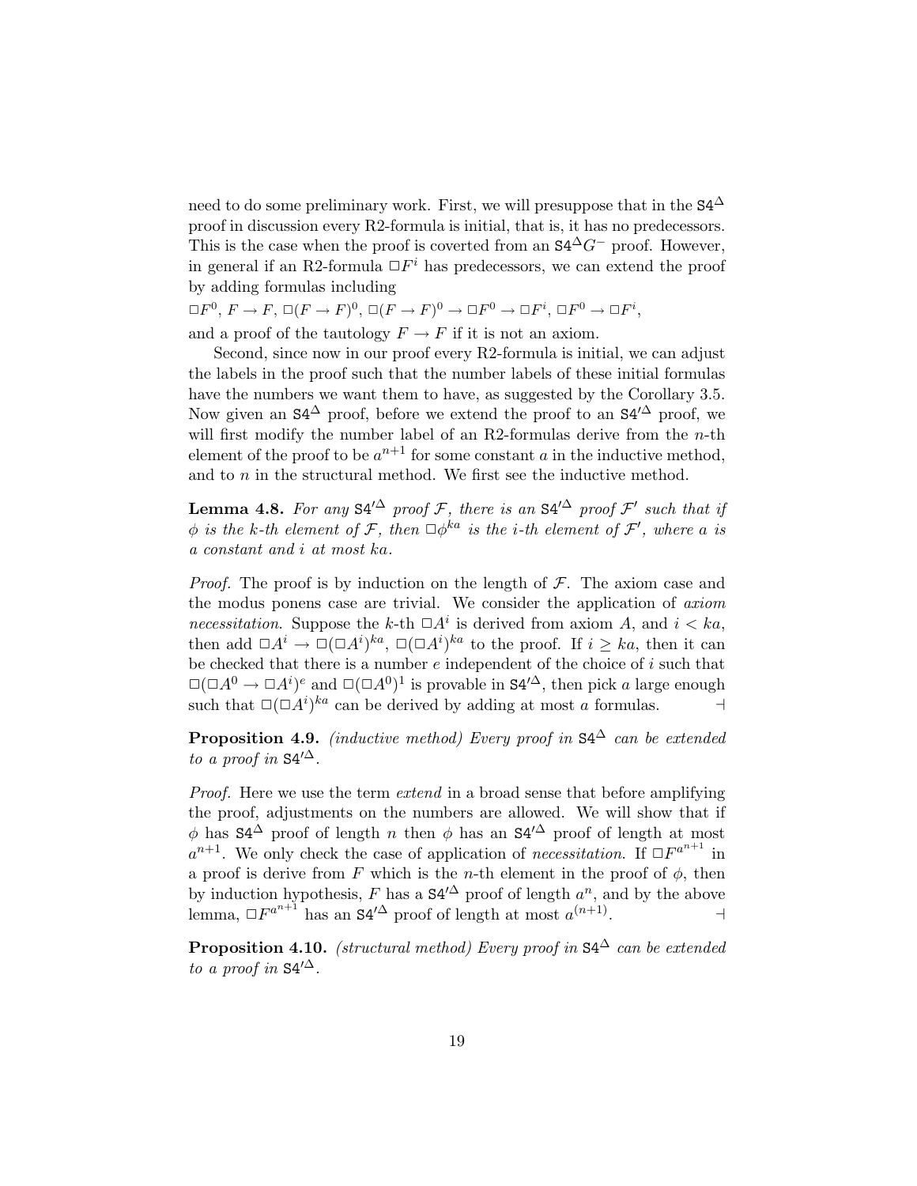need to do some preliminary work. First, we will presuppose that in the $\texttt{S4}^{\Delta}$ proof in discussion every R2-formula is initial, that is, it has no predecessors. This is the case when the proof is coverted from an $\texttt{S4}^{\Delta}G^{-}$ proof. However, in general if an R2-formula $\Box F^{i}$ has predecessors, we can extend the proof by adding formulas including

$\Box F^{0}$, $F \to F$, $\Box(F \to F)^{0}$, $\Box(F \to F)^{0} \to \Box F^{0} \to \Box F^{i}$, $\Box F^{0} \to \Box F^{i}$,

and a proof of the tautology $F \to F$ if it is not an axiom.

Second, since now in our proof every R2-formula is initial, we can adjust the labels in the proof such that the number labels of these initial formulas have the numbers we want them to have, as suggested by the Corollary 3.5. Now given an $\texttt{S4}^{\Delta}$ proof, before we extend the proof to an $\texttt{S4}'^{\Delta}$ proof, we will first modify the number label of an R2-formulas derive from the $n$-th element of the proof to be $a^{n+1}$ for some constant $a$ in the inductive method, and to $n$ in the structural method. We first see the inductive method.

**Lemma 4.8.** *For any $\texttt{S4}'^{\Delta}$ proof $\mathcal{F}$, there is an $\texttt{S4}'^{\Delta}$ proof $\mathcal{F}'$ such that if $\phi$ is the $k$-th element of $\mathcal{F}$, then $\Box\phi^{ka}$ is the $i$-th element of $\mathcal{F}'$, where $a$ is a constant and $i$ at most $ka$.*

*Proof.* The proof is by induction on the length of $\mathcal{F}$. The axiom case and the modus ponens case are trivial. We consider the application of *axiom necessitation*. Suppose the $k$-th $\Box A^{i}$ is derived from axiom $A$, and $i < ka$, then add $\Box A^{i} \to \Box(\Box A^{i})^{ka}$, $\Box(\Box A^{i})^{ka}$ to the proof. If $i \geq ka$, then it can be checked that there is a number $e$ independent of the choice of $i$ such that $\Box(\Box A^{0} \to \Box A^{i})^{e}$ and $\Box(\Box A^{0})^{1}$ is provable in $\texttt{S4}'^{\Delta}$, then pick $a$ large enough such that $\Box(\Box A^{i})^{ka}$ can be derived by adding at most $a$ formulas. ⊣

**Proposition 4.9.** *(inductive method) Every proof in $\texttt{S4}^{\Delta}$ can be extended to a proof in $\texttt{S4}'^{\Delta}$.*

*Proof.* Here we use the term *extend* in a broad sense that before amplifying the proof, adjustments on the numbers are allowed. We will show that if $\phi$ has $\texttt{S4}^{\Delta}$ proof of length $n$ then $\phi$ has an $\texttt{S4}'^{\Delta}$ proof of length at most $a^{n+1}$. We only check the case of application of *necessitation*. If $\Box F^{a^{n+1}}$ in a proof is derive from $F$ which is the $n$-th element in the proof of $\phi$, then by induction hypothesis, $F$ has a $\texttt{S4}'^{\Delta}$ proof of length $a^{n}$, and by the above lemma, $\Box F^{a^{n+1}}$ has an $\texttt{S4}'^{\Delta}$ proof of length at most $a^{(n+1)}$. ⊣

**Proposition 4.10.** *(structural method) Every proof in $\texttt{S4}^{\Delta}$ can be extended to a proof in $\texttt{S4}'^{\Delta}$.*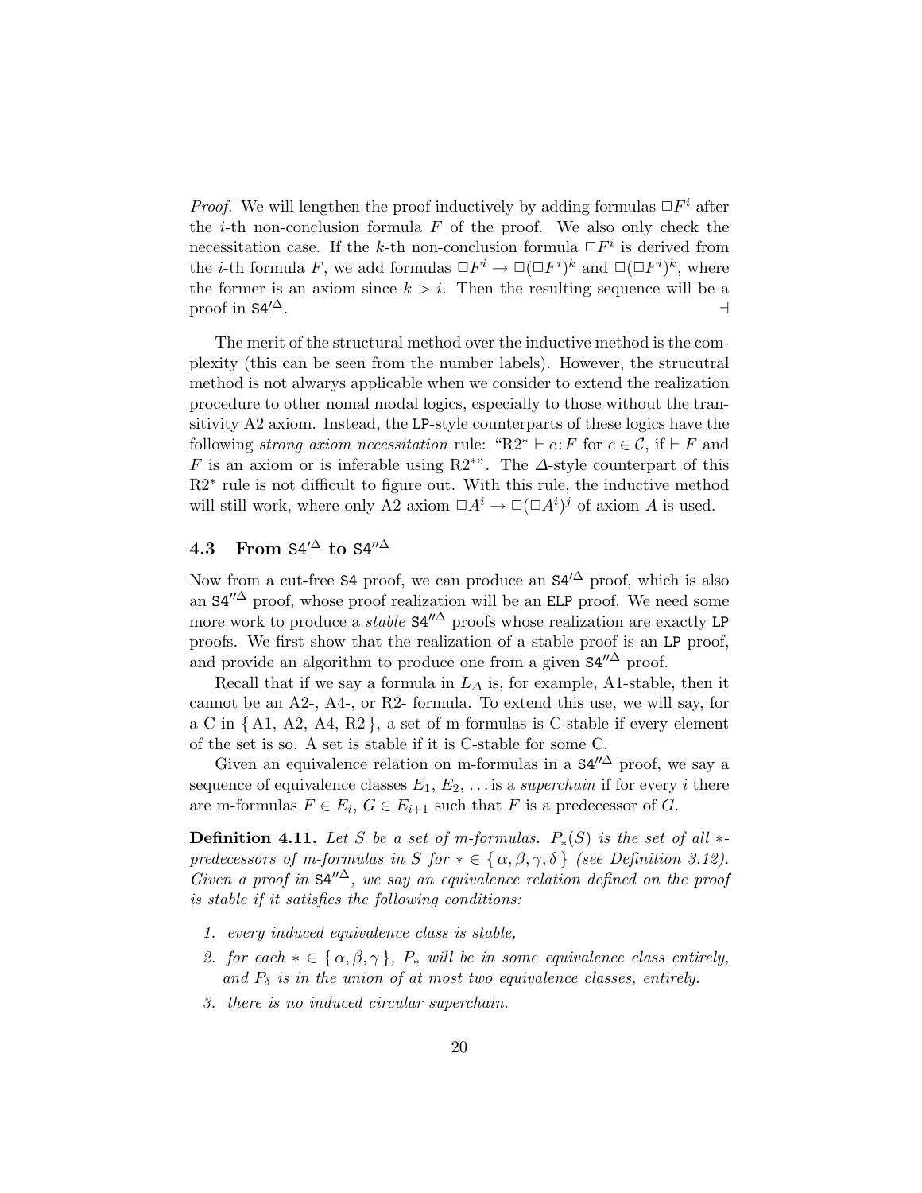*Proof.* We will lengthen the proof inductively by adding formulas $\Box F^i$ after the $i$-th non-conclusion formula $F$ of the proof. We also only check the necessitation case. If the $k$-th non-conclusion formula $\Box F^i$ is derived from the $i$-th formula $F$, we add formulas $\Box F^i \to \Box(\Box F^i)^k$ and $\Box(\Box F^i)^k$, where the former is an axiom since $k > i$. Then the resulting sequence will be a proof in $\mathtt{S4}'^{\Delta}$. ⊣

The merit of the structural method over the inductive method is the complexity (this can be seen from the number labels). However, the strucutral method is not alwarys applicable when we consider to extend the realization procedure to other nomal modal logics, especially to those without the transitivity A2 axiom. Instead, the LP-style counterparts of these logics have the following *strong axiom necessitation* rule: "R2* $\vdash c\!:\!F$ for $c \in \mathcal{C}$, if $\vdash F$ and $F$ is an axiom or is inferable using R2*". The $\Delta$-style counterpart of this R2* rule is not difficult to figure out. With this rule, the inductive method will still work, where only A2 axiom $\Box A^i \to \Box(\Box A^i)^j$ of axiom $A$ is used.

## 4.3 From $\mathtt{S4}'^{\Delta}$ to $\mathtt{S4}''^{\Delta}$

Now from a cut-free S4 proof, we can produce an $\mathtt{S4}'^{\Delta}$ proof, which is also an $\mathtt{S4}''^{\Delta}$ proof, whose proof realization will be an ELP proof. We need some more work to produce a *stable* $\mathtt{S4}''^{\Delta}$ proofs whose realization are exactly LP proofs. We first show that the realization of a stable proof is an LP proof, and provide an algorithm to produce one from a given $\mathtt{S4}''^{\Delta}$ proof.

Recall that if we say a formula in $L_\Delta$ is, for example, A1-stable, then it cannot be an A2-, A4-, or R2- formula. To extend this use, we will say, for a C in { A1, A2, A4, R2 }, a set of m-formulas is C-stable if every element of the set is so. A set is stable if it is C-stable for some C.

Given an equivalence relation on m-formulas in a $\mathtt{S4}''^{\Delta}$ proof, we say a sequence of equivalence classes $E_1, E_2, \dots$ is a *superchain* if for every $i$ there are m-formulas $F \in E_i$, $G \in E_{i+1}$ such that $F$ is a predecessor of $G$.

**Definition 4.11.** *Let $S$ be a set of m-formulas. $P_*(S)$ is the set of all $*$-predecessors of m-formulas in $S$ for $* \in \{\alpha, \beta, \gamma, \delta\}$ (see Definition 3.12). Given a proof in $\mathtt{S4}''^{\Delta}$, we say an equivalence relation defined on the proof is stable if it satisfies the following conditions:*

1. *every induced equivalence class is stable,*
2. *for each $* \in \{\alpha, \beta, \gamma\}$, $P_*$ will be in some equivalence class entirely, and $P_\delta$ is in the union of at most two equivalence classes, entirely.*
3. *there is no induced circular superchain.*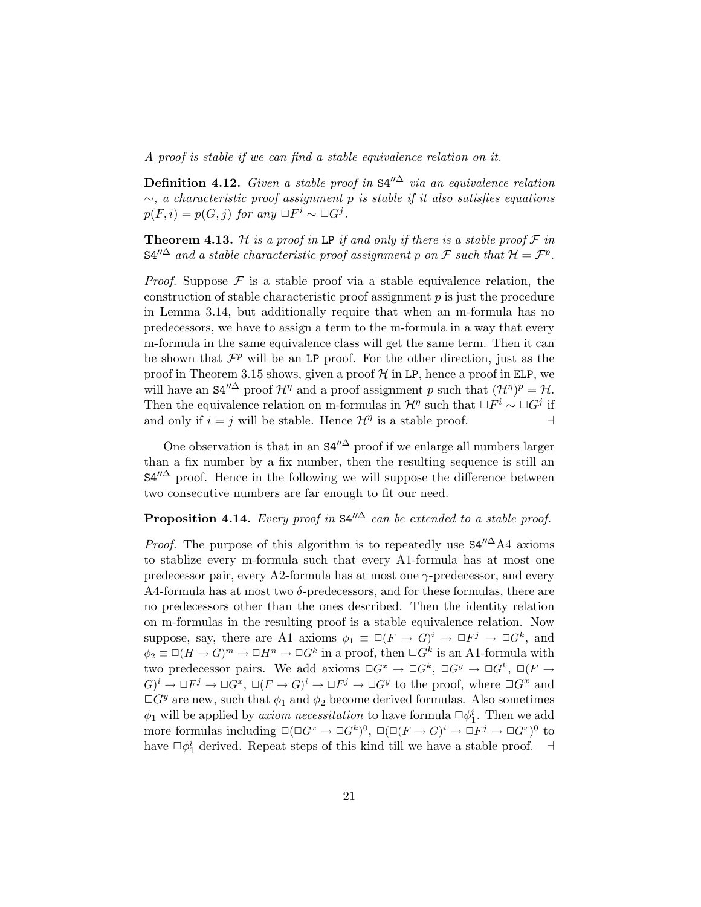*A proof is stable if we can find a stable equivalence relation on it.*

**Definition 4.12.** *Given a stable proof in* $\mathtt{S4}''^{\Delta}$ *via an equivalence relation* $\sim$*, a characteristic proof assignment* $p$ *is stable if it also satisfies equations* $p(F, i) = p(G, j)$ *for any* $\Box F^i \sim \Box G^j$*.*

**Theorem 4.13.** $\mathcal{H}$ *is a proof in* LP *if and only if there is a stable proof* $\mathcal{F}$ *in* $\mathtt{S4}''^{\Delta}$ *and a stable characteristic proof assignment* $p$ *on* $\mathcal{F}$ *such that* $\mathcal{H} = \mathcal{F}^p$*.*

*Proof.* Suppose $\mathcal{F}$ is a stable proof via a stable equivalence relation, the construction of stable characteristic proof assignment $p$ is just the procedure in Lemma 3.14, but additionally require that when an m-formula has no predecessors, we have to assign a term to the m-formula in a way that every m-formula in the same equivalence class will get the same term. Then it can be shown that $\mathcal{F}^p$ will be an LP proof. For the other direction, just as the proof in Theorem 3.15 shows, given a proof $\mathcal{H}$ in LP, hence a proof in ELP, we will have an $\mathtt{S4}''^{\Delta}$ proof $\mathcal{H}^\eta$ and a proof assignment $p$ such that $(\mathcal{H}^\eta)^p = \mathcal{H}$. Then the equivalence relation on m-formulas in $\mathcal{H}^\eta$ such that $\Box F^i \sim \Box G^j$ if and only if $i = j$ will be stable. Hence $\mathcal{H}^\eta$ is a stable proof. ⊣

One observation is that in an $\mathtt{S4}''^{\Delta}$ proof if we enlarge all numbers larger than a fix number by a fix number, then the resulting sequence is still an $\mathtt{S4}''^{\Delta}$ proof. Hence in the following we will suppose the difference between two consecutive numbers are far enough to fit our need.

**Proposition 4.14.** *Every proof in* $\mathtt{S4}''^{\Delta}$ *can be extended to a stable proof.*

*Proof.* The purpose of this algorithm is to repeatedly use $\mathtt{S4}''^{\Delta}$A4 axioms to stablize every m-formula such that every A1-formula has at most one predecessor pair, every A2-formula has at most one $\gamma$-predecessor, and every A4-formula has at most two $\delta$-predecessors, and for these formulas, there are no predecessors other than the ones described. Then the identity relation on m-formulas in the resulting proof is a stable equivalence relation. Now suppose, say, there are A1 axioms $\phi_1 \equiv \Box(F \to G)^i \to \Box F^j \to \Box G^k$, and $\phi_2 \equiv \Box(H \to G)^m \to \Box H^n \to \Box G^k$ in a proof, then $\Box G^k$ is an A1-formula with two predecessor pairs. We add axioms $\Box G^x \to \Box G^k$, $\Box G^y \to \Box G^k$, $\Box(F \to G)^i \to \Box F^j \to \Box G^x$, $\Box(F \to G)^i \to \Box F^j \to \Box G^y$ to the proof, where $\Box G^x$ and $\Box G^y$ are new, such that $\phi_1$ and $\phi_2$ become derived formulas. Also sometimes $\phi_1$ will be applied by *axiom necessitation* to have formula $\Box \phi_1^i$. Then we add more formulas including $\Box(\Box G^x \to \Box G^k)^0$, $\Box(\Box(F \to G)^i \to \Box F^j \to \Box G^x)^0$ to have $\Box \phi_1^i$ derived. Repeat steps of this kind till we have a stable proof. ⊣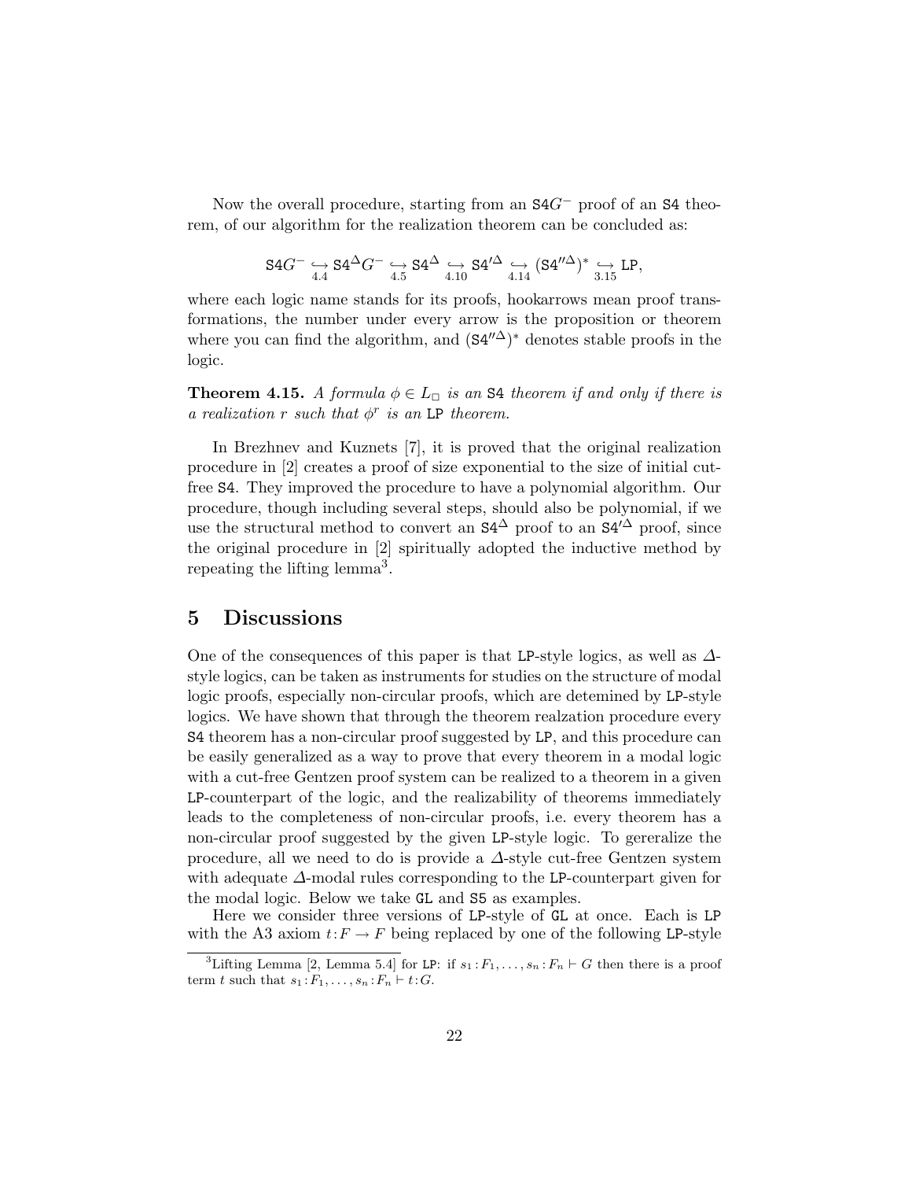Now the overall procedure, starting from an $\mathtt{S4}G^-$ proof of an S4 theorem, of our algorithm for the realization theorem can be concluded as:

$$\mathtt{S4}G^- \underset{4.4}{\hookrightarrow} \mathtt{S4}^\Delta G^- \underset{4.5}{\hookrightarrow} \mathtt{S4}^\Delta \underset{4.10}{\hookrightarrow} \mathtt{S4}'^\Delta \underset{4.14}{\hookrightarrow} (\mathtt{S4}''^\Delta)^* \underset{3.15}{\hookrightarrow} \mathtt{LP},$$

where each logic name stands for its proofs, hookarrows mean proof transformations, the number under every arrow is the proposition or theorem where you can find the algorithm, and $(\mathtt{S4}''^\Delta)^*$ denotes stable proofs in the logic.

**Theorem 4.15.** *A formula $\phi \in L_\Box$ is an* S4 *theorem if and only if there is a realization $r$ such that $\phi^r$ is an* LP *theorem.*

In Brezhnev and Kuznets [7], it is proved that the original realization procedure in [2] creates a proof of size exponential to the size of initial cut-free S4. They improved the procedure to have a polynomial algorithm. Our procedure, though including several steps, should also be polynomial, if we use the structural method to convert an $\mathtt{S4}^\Delta$ proof to an $\mathtt{S4}'^\Delta$ proof, since the original procedure in [2] spiritually adopted the inductive method by repeating the lifting lemma[3].

## 5 Discussions

One of the consequences of this paper is that LP-style logics, as well as $\Delta$-style logics, can be taken as instruments for studies on the structure of modal logic proofs, especially non-circular proofs, which are detemined by LP-style logics. We have shown that through the theorem realzation procedure every S4 theorem has a non-circular proof suggested by LP, and this procedure can be easily generalized as a way to prove that every theorem in a modal logic with a cut-free Gentzen proof system can be realized to a theorem in a given LP-counterpart of the logic, and the realizability of theorems immediately leads to the completeness of non-circular proofs, i.e. every theorem has a non-circular proof suggested by the given LP-style logic. To gereralize the procedure, all we need to do is provide a $\Delta$-style cut-free Gentzen system with adequate $\Delta$-modal rules corresponding to the LP-counterpart given for the modal logic. Below we take GL and S5 as examples.

Here we consider three versions of LP-style of GL at once. Each is LP with the A3 axiom $t{:}F \to F$ being replaced by one of the following LP-style

[3] Lifting Lemma [2, Lemma 5.4] for LP: if $s_1{:}F_1, \ldots, s_n{:}F_n \vdash G$ then there is a proof term $t$ such that $s_1{:}F_1, \ldots, s_n{:}F_n \vdash t{:}G$.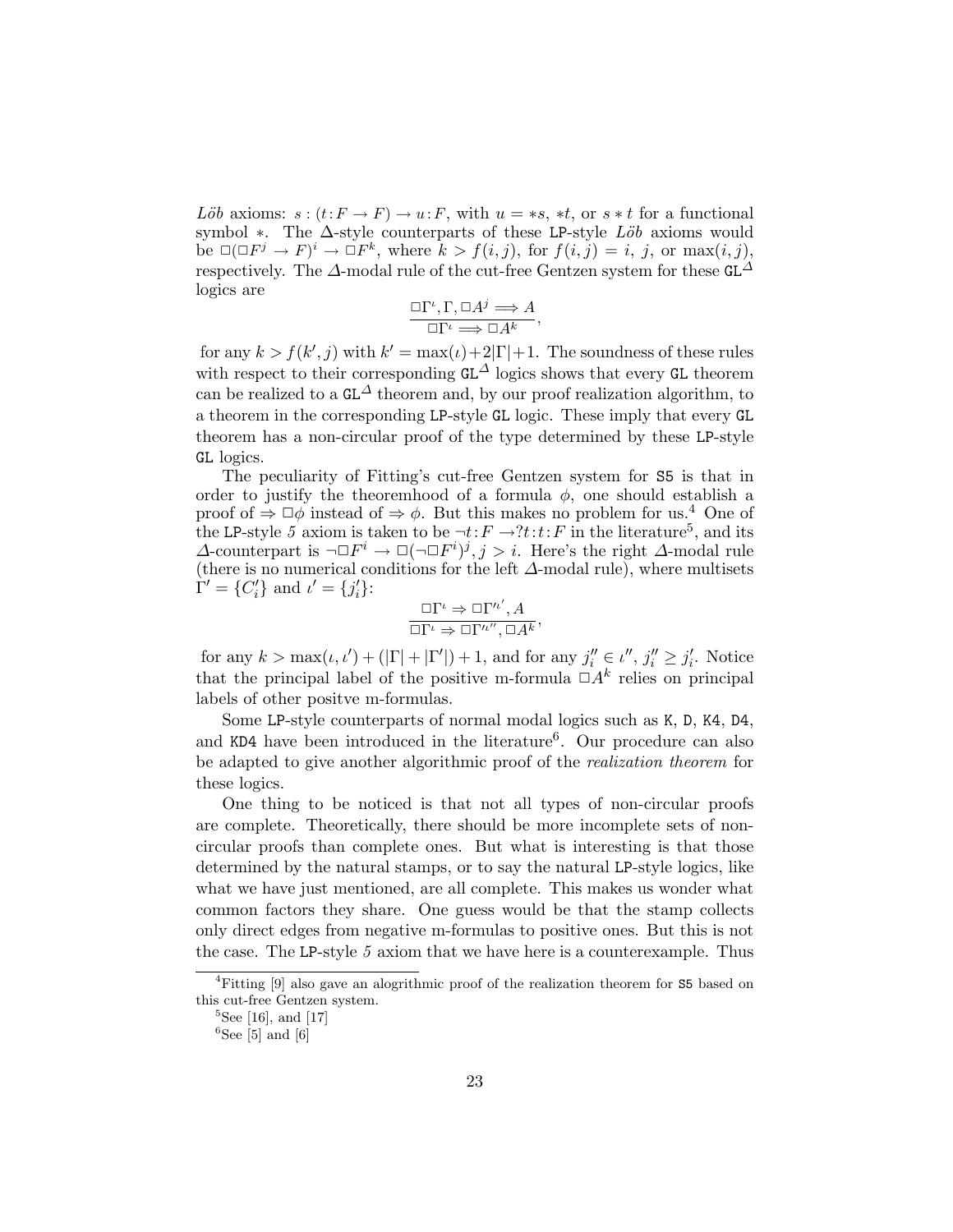*Löb* axioms: $s : (t\!:\!F \to F) \to u\!:\!F$, with $u = *s$, $*t$, or $s * t$ for a functional symbol $*$. The $\Delta$-style counterparts of these LP-style *Löb* axioms would be $\Box(\Box F^j \to F)^i \to \Box F^k$, where $k > f(i,j)$, for $f(i,j) = i$, $j$, or $\max(i,j)$, respectively. The $\varDelta$-modal rule of the cut-free Gentzen system for these $\mathtt{GL}^{\varDelta}$ logics are

$$\frac{\Box\Gamma^\iota, \Gamma, \Box A^j \Longrightarrow A}{\Box\Gamma^\iota \Longrightarrow \Box A^k},$$

for any $k > f(k', j)$ with $k' = \max(\iota) + 2|\Gamma| + 1$. The soundness of these rules with respect to their corresponding $\mathtt{GL}^{\varDelta}$ logics shows that every GL theorem can be realized to a $\mathtt{GL}^{\varDelta}$ theorem and, by our proof realization algorithm, to a theorem in the corresponding LP-style GL logic. These imply that every GL theorem has a non-circular proof of the type determined by these LP-style GL logics.

The peculiarity of Fitting's cut-free Gentzen system for S5 is that in order to justify the theoremhood of a formula $\phi$, one should establish a proof of $\Rightarrow \Box\phi$ instead of $\Rightarrow \phi$. But this makes no problem for us.[4] One of the LP-style *5* axiom is taken to be $\neg t\!:\!F \to ?t\!:\!t\!:\!F$ in the literature[5], and its $\varDelta$-counterpart is $\neg\Box F^i \to \Box(\neg\Box F^i)^j, j > i$. Here's the right $\varDelta$-modal rule (there is no numerical conditions for the left $\varDelta$-modal rule), where multisets $\Gamma' = \{C_i'\}$ and $\iota' = \{j_i'\}$:

$$\frac{\Box\Gamma^\iota \Rightarrow \Box\Gamma'^{\iota'}, A}{\Box\Gamma^\iota \Rightarrow \Box\Gamma'^{\iota''}, \Box A^k},$$

for any $k > \max(\iota, \iota') + (|\Gamma| + |\Gamma'|) + 1$, and for any $j_i'' \in \iota''$, $j_i'' \geq j_i'$. Notice that the principal label of the positive m-formula $\Box A^k$ relies on principal labels of other positve m-formulas.

Some LP-style counterparts of normal modal logics such as K, D, K4, D4, and KD4 have been introduced in the literature[6]. Our procedure can also be adapted to give another algorithmic proof of the *realization theorem* for these logics.

One thing to be noticed is that not all types of non-circular proofs are complete. Theoretically, there should be more incomplete sets of non-circular proofs than complete ones. But what is interesting is that those determined by the natural stamps, or to say the natural LP-style logics, like what we have just mentioned, are all complete. This makes us wonder what common factors they share. One guess would be that the stamp collects only direct edges from negative m-formulas to positive ones. But this is not the case. The LP-style *5* axiom that we have here is a counterexample. Thus

---

[4] Fitting [9] also gave an alogrithmic proof of the realization theorem for S5 based on this cut-free Gentzen system.

[5] See [16], and [17]

[6] See [5] and [6]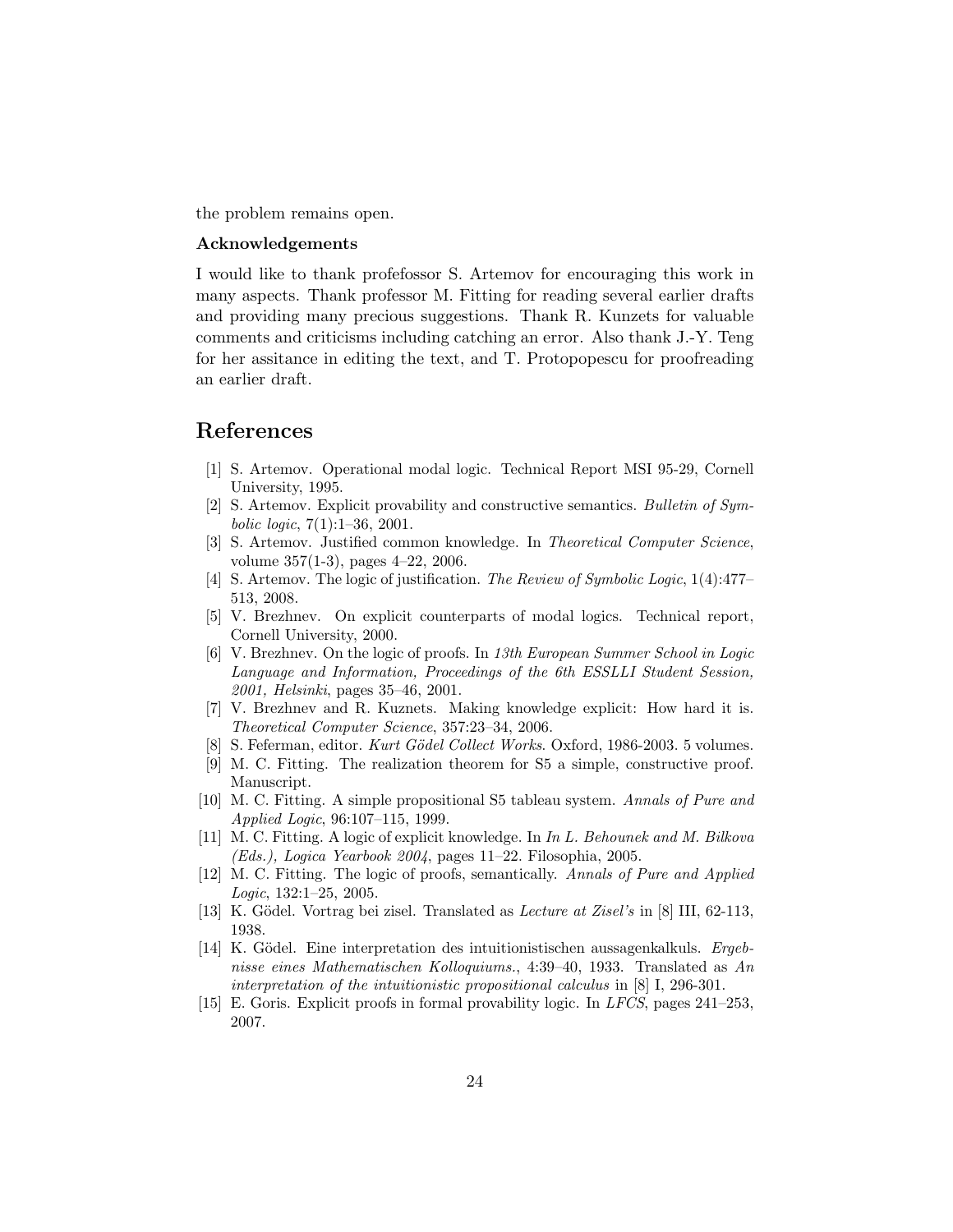the problem remains open.

**Acknowledgements**

I would like to thank profefossor S. Artemov for encouraging this work in many aspects. Thank professor M. Fitting for reading several earlier drafts and providing many precious suggestions. Thank R. Kunzets for valuable comments and criticisms including catching an error. Also thank J.-Y. Teng for her assitance in editing the text, and T. Protopopescu for proofreading an earlier draft.

# References

[1] S. Artemov. Operational modal logic. Technical Report MSI 95-29, Cornell University, 1995.

[2] S. Artemov. Explicit provability and constructive semantics. *Bulletin of Symbolic logic*, 7(1):1–36, 2001.

[3] S. Artemov. Justified common knowledge. In *Theoretical Computer Science*, volume 357(1-3), pages 4–22, 2006.

[4] S. Artemov. The logic of justification. *The Review of Symbolic Logic*, 1(4):477–513, 2008.

[5] V. Brezhnev. On explicit counterparts of modal logics. Technical report, Cornell University, 2000.

[6] V. Brezhnev. On the logic of proofs. In *13th European Summer School in Logic Language and Information, Proceedings of the 6th ESSLLI Student Session, 2001, Helsinki*, pages 35–46, 2001.

[7] V. Brezhnev and R. Kuznets. Making knowledge explicit: How hard it is. *Theoretical Computer Science*, 357:23–34, 2006.

[8] S. Feferman, editor. *Kurt Gödel Collect Works*. Oxford, 1986-2003. 5 volumes.

[9] M. C. Fitting. The realization theorem for S5 a simple, constructive proof. Manuscript.

[10] M. C. Fitting. A simple propositional S5 tableau system. *Annals of Pure and Applied Logic*, 96:107–115, 1999.

[11] M. C. Fitting. A logic of explicit knowledge. In *In L. Behounek and M. Bilkova (Eds.), Logica Yearbook 2004*, pages 11–22. Filosophia, 2005.

[12] M. C. Fitting. The logic of proofs, semantically. *Annals of Pure and Applied Logic*, 132:1–25, 2005.

[13] K. Gödel. Vortrag bei zisel. Translated as *Lecture at Zisel's* in [8] III, 62-113, 1938.

[14] K. Gödel. Eine interpretation des intuitionistischen aussagenkalkuls. *Ergebnisse eines Mathematischen Kolloquiums.*, 4:39–40, 1933. Translated as *An interpretation of the intuitionistic propositional calculus* in [8] I, 296-301.

[15] E. Goris. Explicit proofs in formal provability logic. In *LFCS*, pages 241–253, 2007.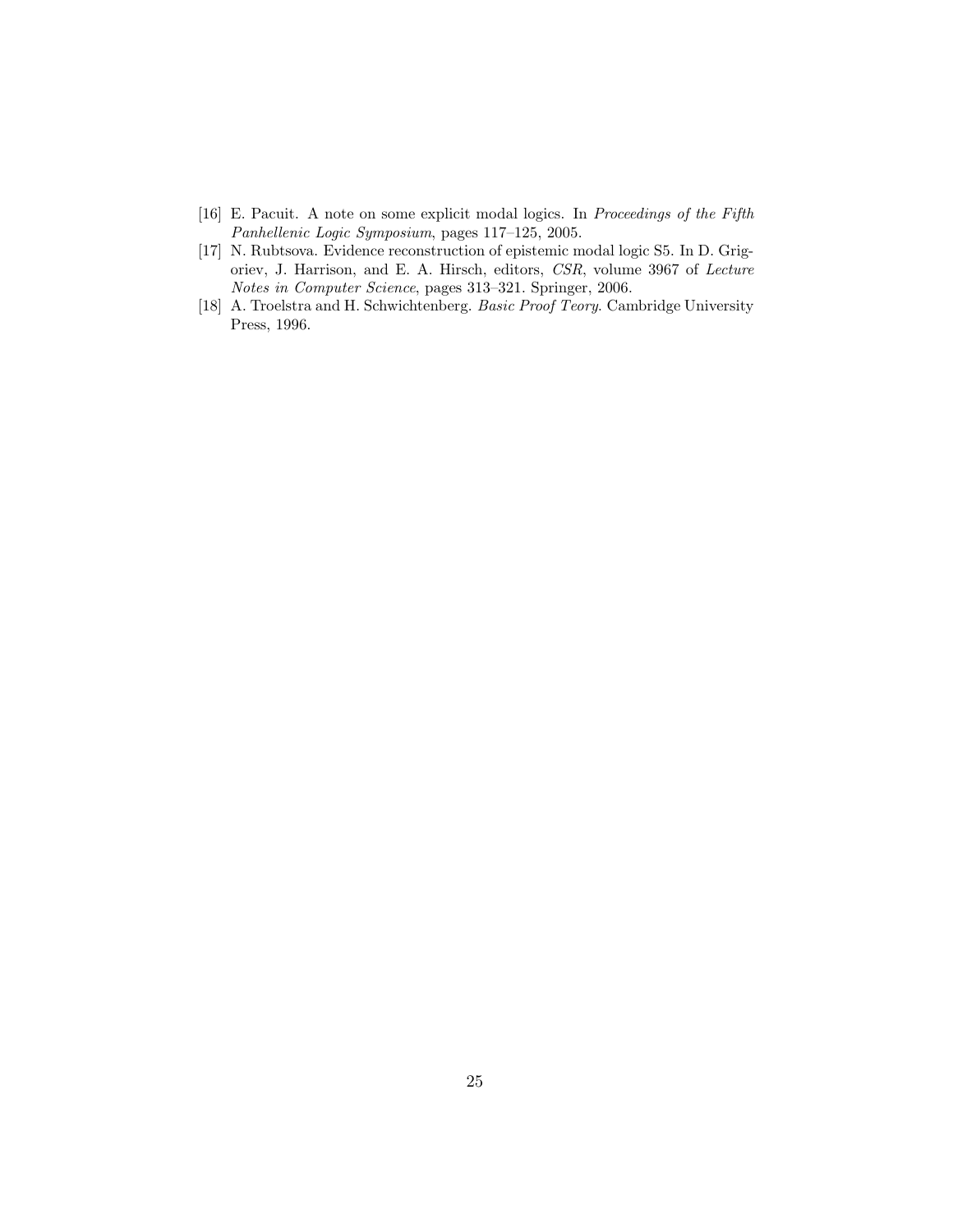[16] E. Pacuit. A note on some explicit modal logics. In *Proceedings of the Fifth Panhellenic Logic Symposium*, pages 117–125, 2005.

[17] N. Rubtsova. Evidence reconstruction of epistemic modal logic S5. In D. Grigoriev, J. Harrison, and E. A. Hirsch, editors, *CSR*, volume 3967 of *Lecture Notes in Computer Science*, pages 313–321. Springer, 2006.

[18] A. Troelstra and H. Schwichtenberg. *Basic Proof Teory*. Cambridge University Press, 1996.